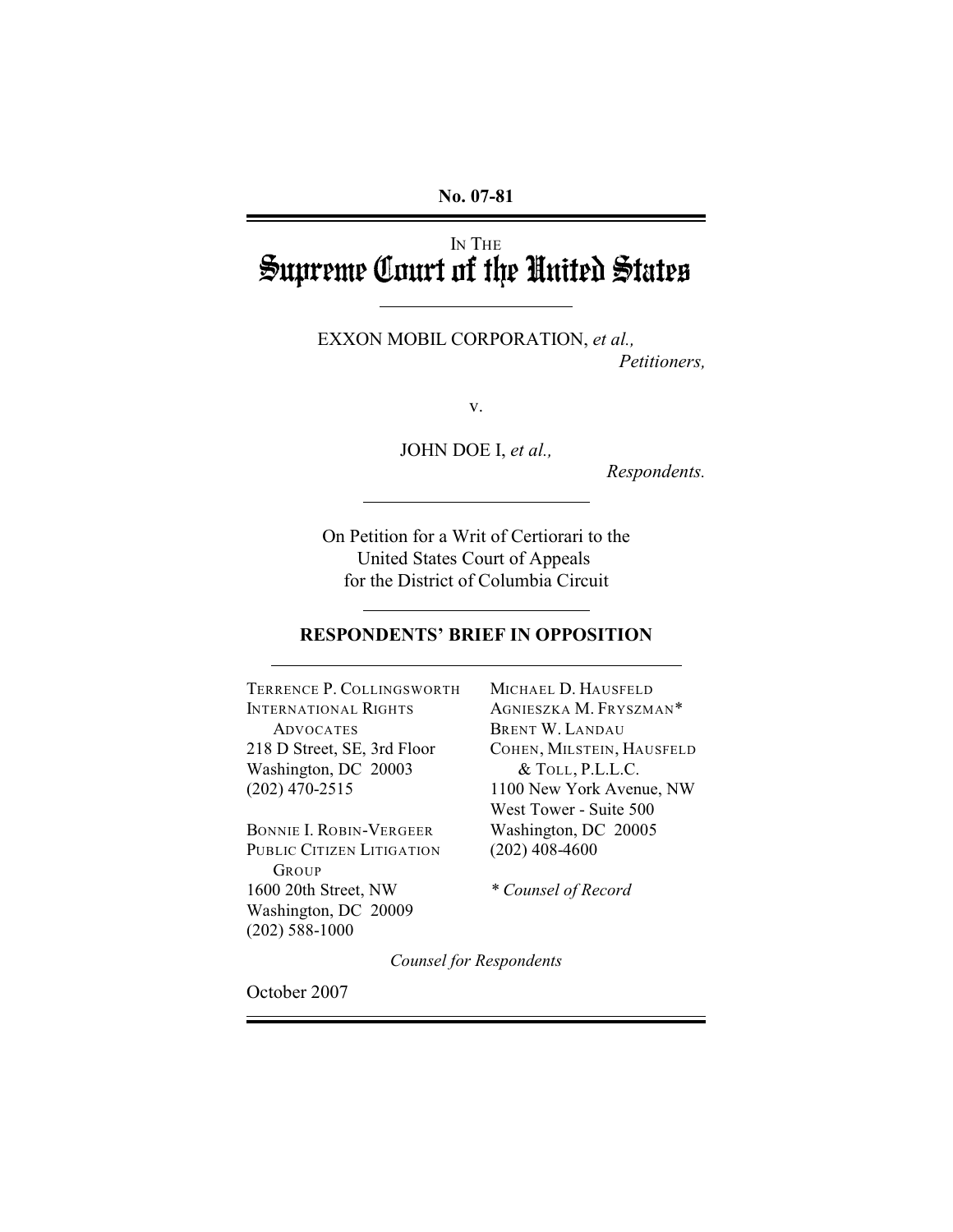**No. 07-81**

IN THE

# Supreme Court of the United States

EXXON MOBIL CORPORATION, *et al.,*
*Petitioners,*

v.

JOHN DOE I, *et al.,*
*Respondents.*

On Petition for a Writ of Certiorari to the United States Court of Appeals for the District of Columbia Circuit

## RESPONDENTS' BRIEF IN OPPOSITION

TERRENCE P. COLLINGSWORTH
INTERNATIONAL RIGHTS ADVOCATES
218 D Street, SE, 3rd Floor
Washington, DC 20003
(202) 470-2515

BONNIE I. ROBIN-VERGEER
PUBLIC CITIZEN LITIGATION GROUP
1600 20th Street, NW
Washington, DC 20009
(202) 588-1000

MICHAEL D. HAUSFELD
AGNIESZKA M. FRYSZMAN*
BRENT W. LANDAU
COHEN, MILSTEIN, HAUSFELD & TOLL, P.L.L.C.
1100 New York Avenue, NW
West Tower - Suite 500
Washington, DC 20005
(202) 408-4600

*\* Counsel of Record*

*Counsel for Respondents*

October 2007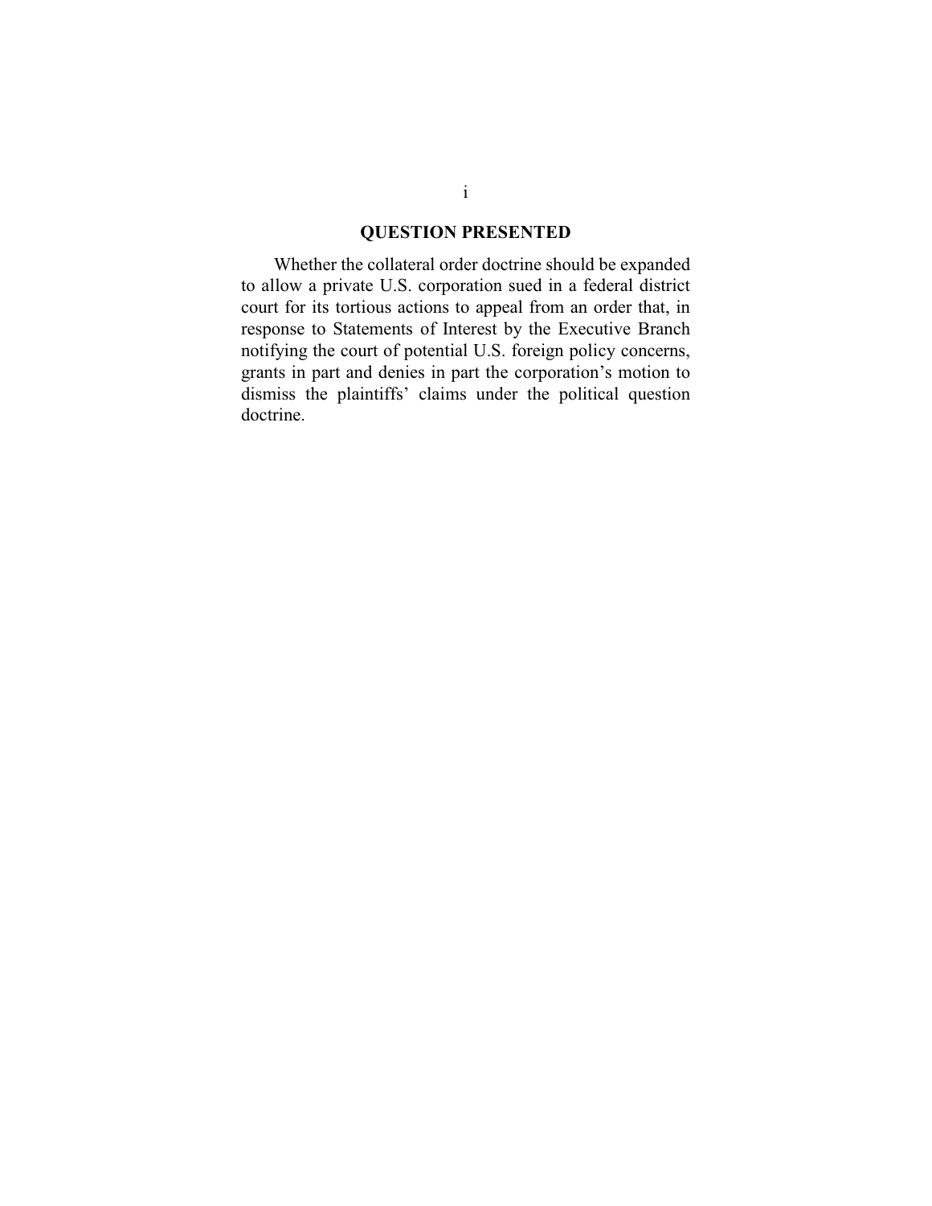## QUESTION PRESENTED

Whether the collateral order doctrine should be expanded to allow a private U.S. corporation sued in a federal district court for its tortious actions to appeal from an order that, in response to Statements of Interest by the Executive Branch notifying the court of potential U.S. foreign policy concerns, grants in part and denies in part the corporation's motion to dismiss the plaintiffs' claims under the political question doctrine.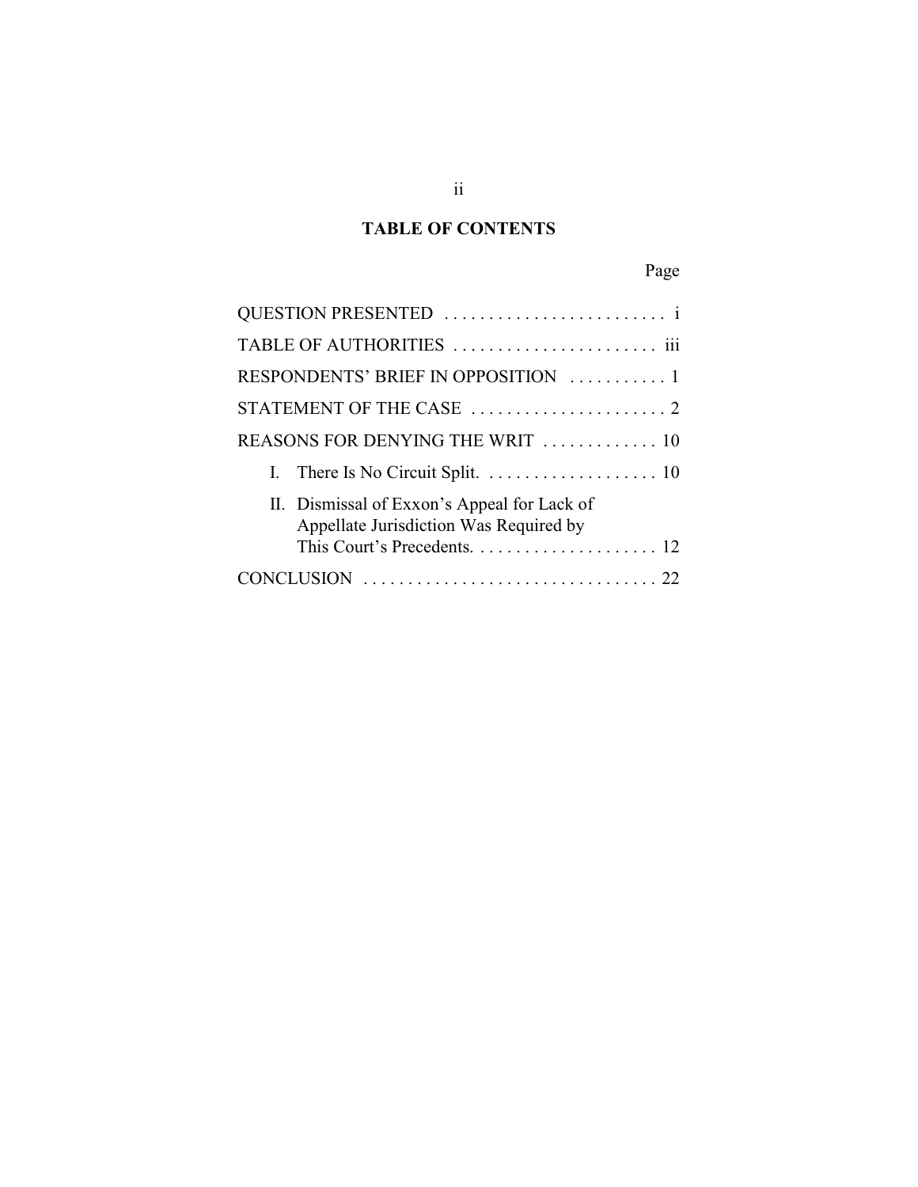## TABLE OF CONTENTS

| | Page |
|---|---|
| QUESTION PRESENTED | i |
| TABLE OF AUTHORITIES | iii |
| RESPONDENTS' BRIEF IN OPPOSITION | 1 |
| STATEMENT OF THE CASE | 2 |
| REASONS FOR DENYING THE WRIT | 10 |
| I. There Is No Circuit Split. | 10 |
| II. Dismissal of Exxon's Appeal for Lack of Appellate Jurisdiction Was Required by This Court's Precedents. | 12 |
| CONCLUSION | 22 |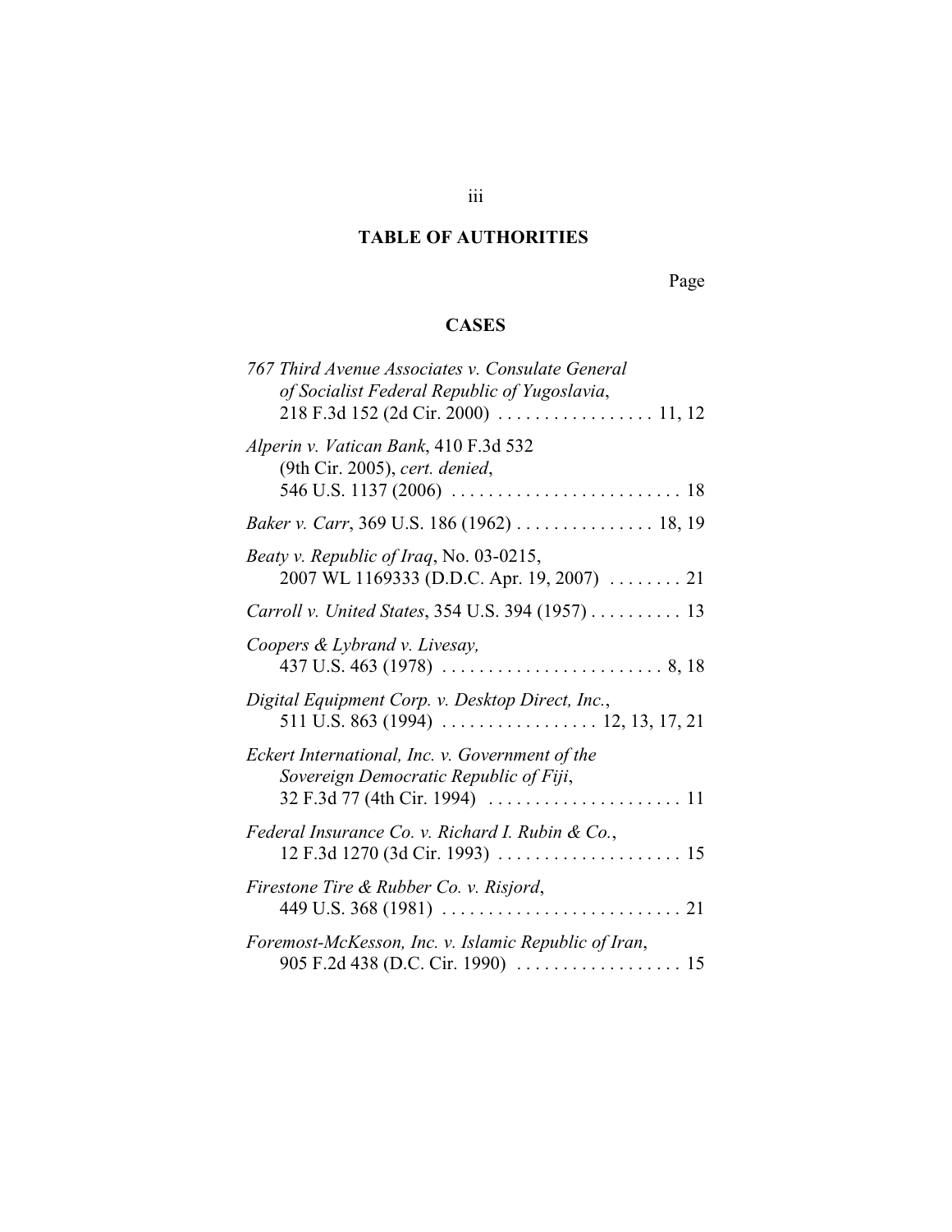## TABLE OF AUTHORITIES

Page

### CASES

*767 Third Avenue Associates v. Consulate General of Socialist Federal Republic of Yugoslavia*, 218 F.3d 152 (2d Cir. 2000) . . . . . . . . . . . . . . . . . 11, 12

*Alperin v. Vatican Bank*, 410 F.3d 532 (9th Cir. 2005), *cert. denied*, 546 U.S. 1137 (2006) . . . . . . . . . . . . . . . . . . . . . . . . . 18

*Baker v. Carr*, 369 U.S. 186 (1962) . . . . . . . . . . . . . . . 18, 19

*Beaty v. Republic of Iraq*, No. 03-0215, 2007 WL 1169333 (D.D.C. Apr. 19, 2007) . . . . . . . . 21

*Carroll v. United States*, 354 U.S. 394 (1957) . . . . . . . . . . 13

*Coopers & Lybrand v. Livesay*, 437 U.S. 463 (1978) . . . . . . . . . . . . . . . . . . . . . . . . 8, 18

*Digital Equipment Corp. v. Desktop Direct, Inc.*, 511 U.S. 863 (1994) . . . . . . . . . . . . . . . . . 12, 13, 17, 21

*Eckert International, Inc. v. Government of the Sovereign Democratic Republic of Fiji*, 32 F.3d 77 (4th Cir. 1994) . . . . . . . . . . . . . . . . . . . . . 11

*Federal Insurance Co. v. Richard I. Rubin & Co.*, 12 F.3d 1270 (3d Cir. 1993) . . . . . . . . . . . . . . . . . . . . 15

*Firestone Tire & Rubber Co. v. Risjord*, 449 U.S. 368 (1981) . . . . . . . . . . . . . . . . . . . . . . . . . . 21

*Foremost-McKesson, Inc. v. Islamic Republic of Iran*, 905 F.2d 438 (D.C. Cir. 1990) . . . . . . . . . . . . . . . . . . 15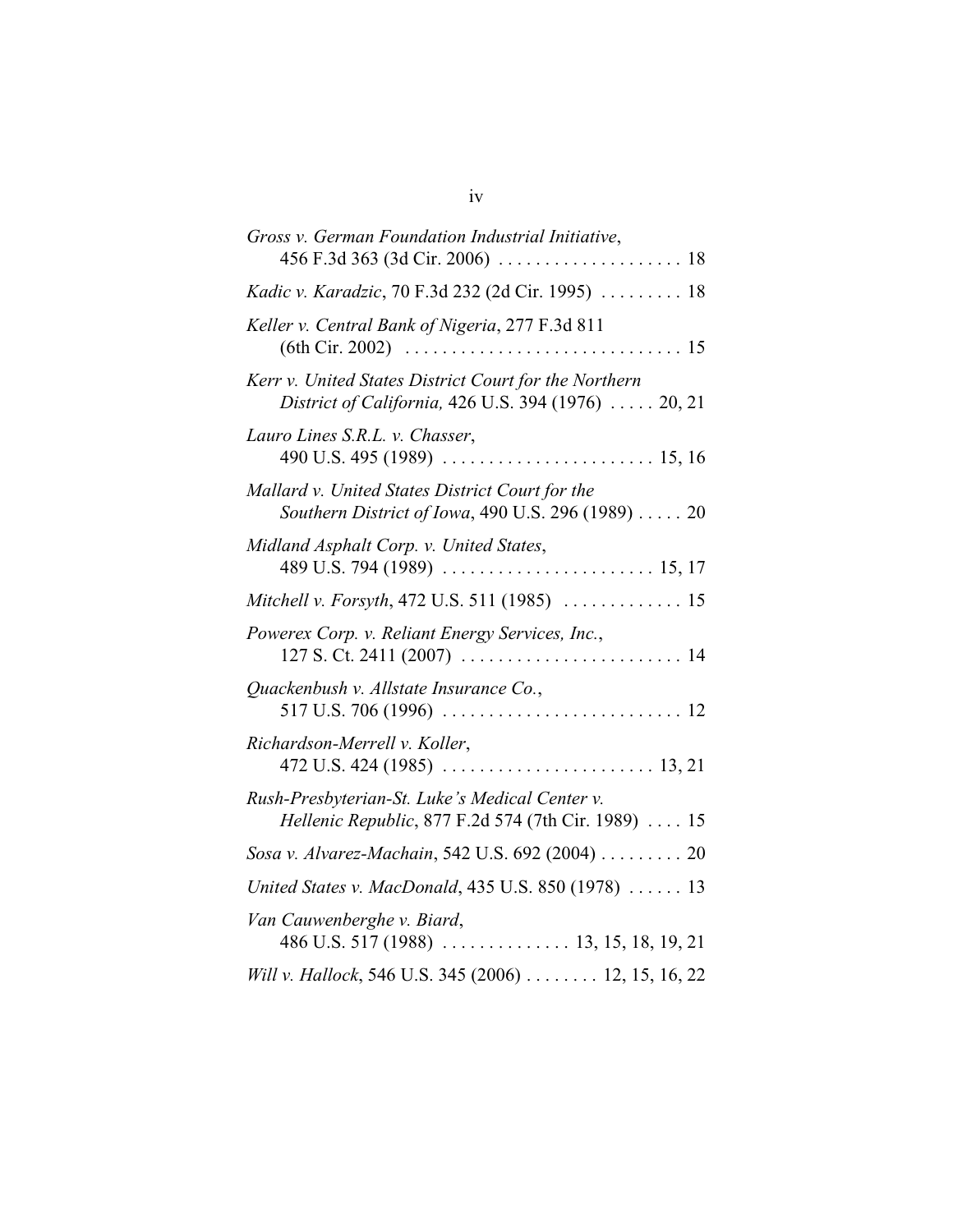*Gross v. German Foundation Industrial Initiative*, 456 F.3d 363 (3d Cir. 2006) . . . . . . . . . . . . . . . . . . . . 18

*Kadic v. Karadzic*, 70 F.3d 232 (2d Cir. 1995) . . . . . . . . . 18

*Keller v. Central Bank of Nigeria*, 277 F.3d 811 (6th Cir. 2002) . . . . . . . . . . . . . . . . . . . . . . . . . . . . . . 15

*Kerr v. United States District Court for the Northern District of California,* 426 U.S. 394 (1976) . . . . . 20, 21

*Lauro Lines S.R.L. v. Chasser*, 490 U.S. 495 (1989) . . . . . . . . . . . . . . . . . . . . . . . 15, 16

*Mallard v. United States District Court for the Southern District of Iowa*, 490 U.S. 296 (1989) . . . . . 20

*Midland Asphalt Corp. v. United States*, 489 U.S. 794 (1989) . . . . . . . . . . . . . . . . . . . . . . . 15, 17

*Mitchell v. Forsyth*, 472 U.S. 511 (1985) . . . . . . . . . . . . . 15

*Powerex Corp. v. Reliant Energy Services, Inc.*, 127 S. Ct. 2411 (2007) . . . . . . . . . . . . . . . . . . . . . . . . 14

*Quackenbush v. Allstate Insurance Co.*, 517 U.S. 706 (1996) . . . . . . . . . . . . . . . . . . . . . . . . . . 12

*Richardson-Merrell v. Koller*, 472 U.S. 424 (1985) . . . . . . . . . . . . . . . . . . . . . . . 13, 21

*Rush-Presbyterian-St. Luke's Medical Center v. Hellenic Republic*, 877 F.2d 574 (7th Cir. 1989) . . . . 15

*Sosa v. Alvarez-Machain*, 542 U.S. 692 (2004) . . . . . . . . . 20

*United States v. MacDonald*, 435 U.S. 850 (1978) . . . . . . 13

*Van Cauwenberghe v. Biard*, 486 U.S. 517 (1988) . . . . . . . . . . . . . . 13, 15, 18, 19, 21

*Will v. Hallock*, 546 U.S. 345 (2006) . . . . . . . . 12, 15, 16, 22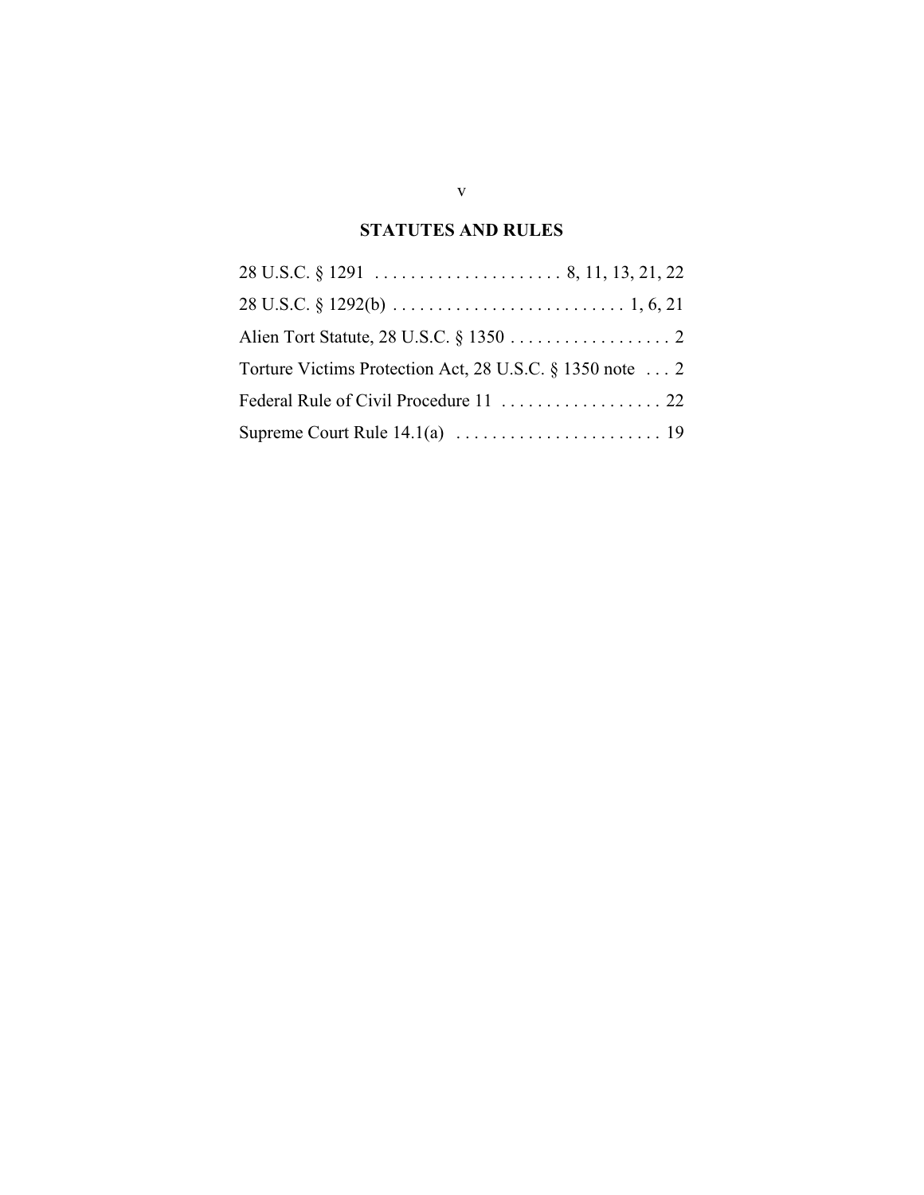## STATUTES AND RULES

28 U.S.C. § 1291 . . . . . . . . . . . . . . . . . . . . . 8, 11, 13, 21, 22

28 U.S.C. § 1292(b) . . . . . . . . . . . . . . . . . . . . . . . . . . 1, 6, 21

Alien Tort Statute, 28 U.S.C. § 1350 . . . . . . . . . . . . . . . . . . 2

Torture Victims Protection Act, 28 U.S.C. § 1350 note . . . 2

Federal Rule of Civil Procedure 11 . . . . . . . . . . . . . . . . . . 22

Supreme Court Rule 14.1(a) . . . . . . . . . . . . . . . . . . . . . . . 19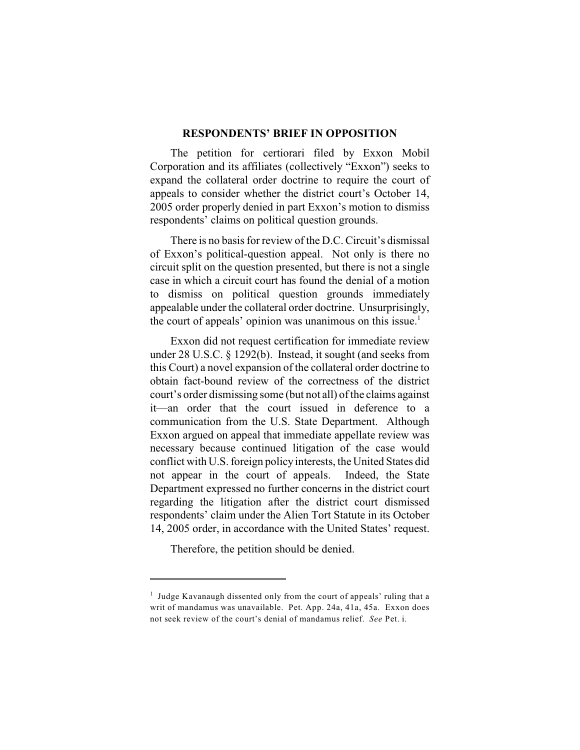## RESPONDENTS' BRIEF IN OPPOSITION

The petition for certiorari filed by Exxon Mobil Corporation and its affiliates (collectively "Exxon") seeks to expand the collateral order doctrine to require the court of appeals to consider whether the district court's October 14, 2005 order properly denied in part Exxon's motion to dismiss respondents' claims on political question grounds.

There is no basis for review of the D.C. Circuit's dismissal of Exxon's political-question appeal. Not only is there no circuit split on the question presented, but there is not a single case in which a circuit court has found the denial of a motion to dismiss on political question grounds immediately appealable under the collateral order doctrine. Unsurprisingly, the court of appeals' opinion was unanimous on this issue.[1]

Exxon did not request certification for immediate review under 28 U.S.C. § 1292(b). Instead, it sought (and seeks from this Court) a novel expansion of the collateral order doctrine to obtain fact-bound review of the correctness of the district court's order dismissing some (but not all) of the claims against it—an order that the court issued in deference to a communication from the U.S. State Department. Although Exxon argued on appeal that immediate appellate review was necessary because continued litigation of the case would conflict with U.S. foreign policy interests, the United States did not appear in the court of appeals. Indeed, the State Department expressed no further concerns in the district court regarding the litigation after the district court dismissed respondents' claim under the Alien Tort Statute in its October 14, 2005 order, in accordance with the United States' request.

Therefore, the petition should be denied.

---

[1] Judge Kavanaugh dissented only from the court of appeals' ruling that a writ of mandamus was unavailable. Pet. App. 24a, 41a, 45a. Exxon does not seek review of the court's denial of mandamus relief. *See* Pet. i.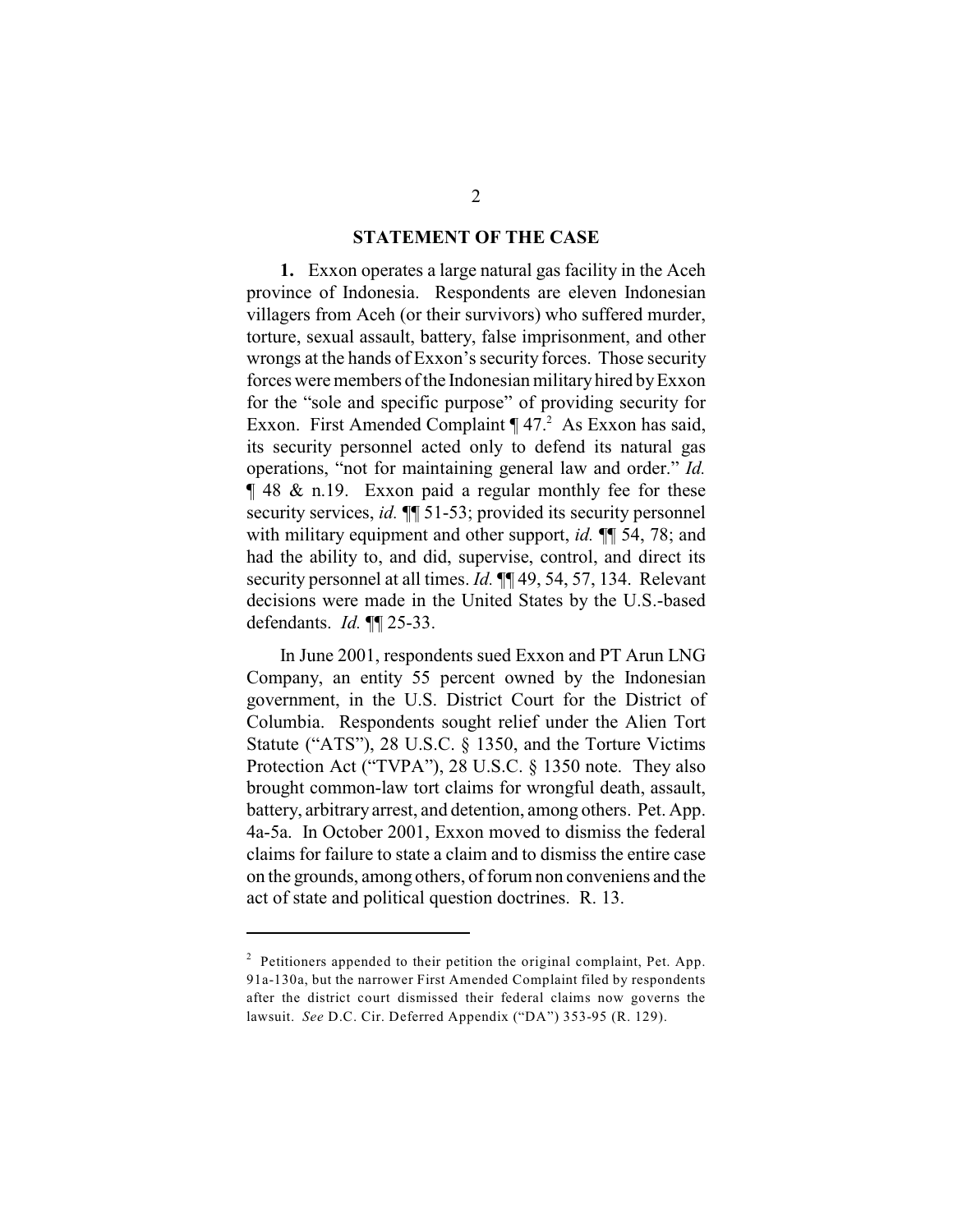## STATEMENT OF THE CASE

**1.** Exxon operates a large natural gas facility in the Aceh province of Indonesia. Respondents are eleven Indonesian villagers from Aceh (or their survivors) who suffered murder, torture, sexual assault, battery, false imprisonment, and other wrongs at the hands of Exxon's security forces. Those security forces were members of the Indonesian military hired by Exxon for the "sole and specific purpose" of providing security for Exxon. First Amended Complaint ¶ 47.[2] As Exxon has said, its security personnel acted only to defend its natural gas operations, "not for maintaining general law and order." *Id.* ¶ 48 & n.19. Exxon paid a regular monthly fee for these security services, *id.* ¶¶ 51-53; provided its security personnel with military equipment and other support, *id.* ¶¶ 54, 78; and had the ability to, and did, supervise, control, and direct its security personnel at all times. *Id.* ¶¶ 49, 54, 57, 134. Relevant decisions were made in the United States by the U.S.-based defendants. *Id.* ¶¶ 25-33.

In June 2001, respondents sued Exxon and PT Arun LNG Company, an entity 55 percent owned by the Indonesian government, in the U.S. District Court for the District of Columbia. Respondents sought relief under the Alien Tort Statute ("ATS"), 28 U.S.C. § 1350, and the Torture Victims Protection Act ("TVPA"), 28 U.S.C. § 1350 note. They also brought common-law tort claims for wrongful death, assault, battery, arbitrary arrest, and detention, among others. Pet. App. 4a-5a. In October 2001, Exxon moved to dismiss the federal claims for failure to state a claim and to dismiss the entire case on the grounds, among others, of forum non conveniens and the act of state and political question doctrines. R. 13.

---

[2] Petitioners appended to their petition the original complaint, Pet. App. 91a-130a, but the narrower First Amended Complaint filed by respondents after the district court dismissed their federal claims now governs the lawsuit. *See* D.C. Cir. Deferred Appendix ("DA") 353-95 (R. 129).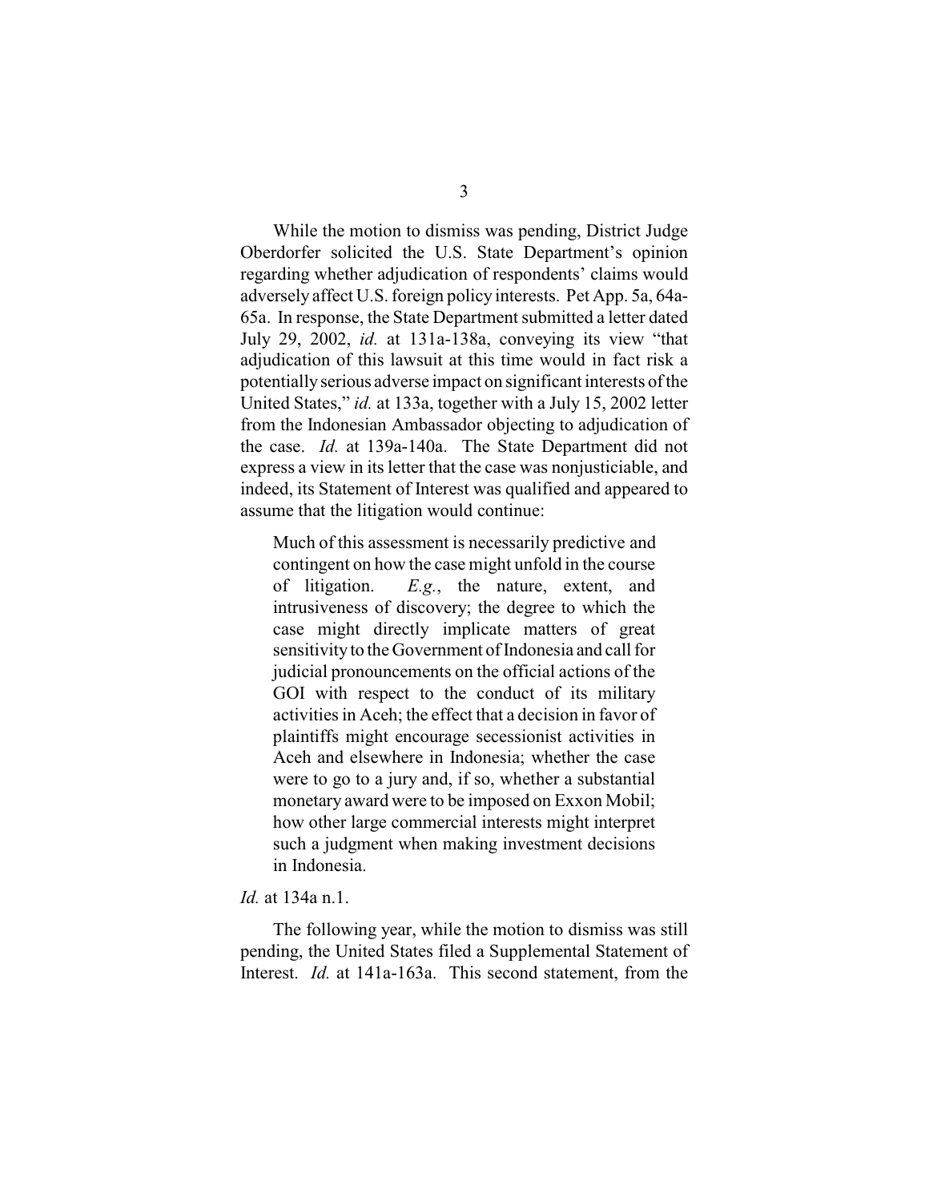While the motion to dismiss was pending, District Judge Oberdorfer solicited the U.S. State Department's opinion regarding whether adjudication of respondents' claims would adversely affect U.S. foreign policy interests. Pet App. 5a, 64a-65a. In response, the State Department submitted a letter dated July 29, 2002, *id.* at 131a-138a, conveying its view "that adjudication of this lawsuit at this time would in fact risk a potentially serious adverse impact on significant interests of the United States," *id.* at 133a, together with a July 15, 2002 letter from the Indonesian Ambassador objecting to adjudication of the case. *Id.* at 139a-140a. The State Department did not express a view in its letter that the case was nonjusticiable, and indeed, its Statement of Interest was qualified and appeared to assume that the litigation would continue:

> Much of this assessment is necessarily predictive and contingent on how the case might unfold in the course of litigation. *E.g.*, the nature, extent, and intrusiveness of discovery; the degree to which the case might directly implicate matters of great sensitivity to the Government of Indonesia and call for judicial pronouncements on the official actions of the GOI with respect to the conduct of its military activities in Aceh; the effect that a decision in favor of plaintiffs might encourage secessionist activities in Aceh and elsewhere in Indonesia; whether the case were to go to a jury and, if so, whether a substantial monetary award were to be imposed on Exxon Mobil; how other large commercial interests might interpret such a judgment when making investment decisions in Indonesia.

*Id.* at 134a n.1.

The following year, while the motion to dismiss was still pending, the United States filed a Supplemental Statement of Interest. *Id.* at 141a-163a. This second statement, from the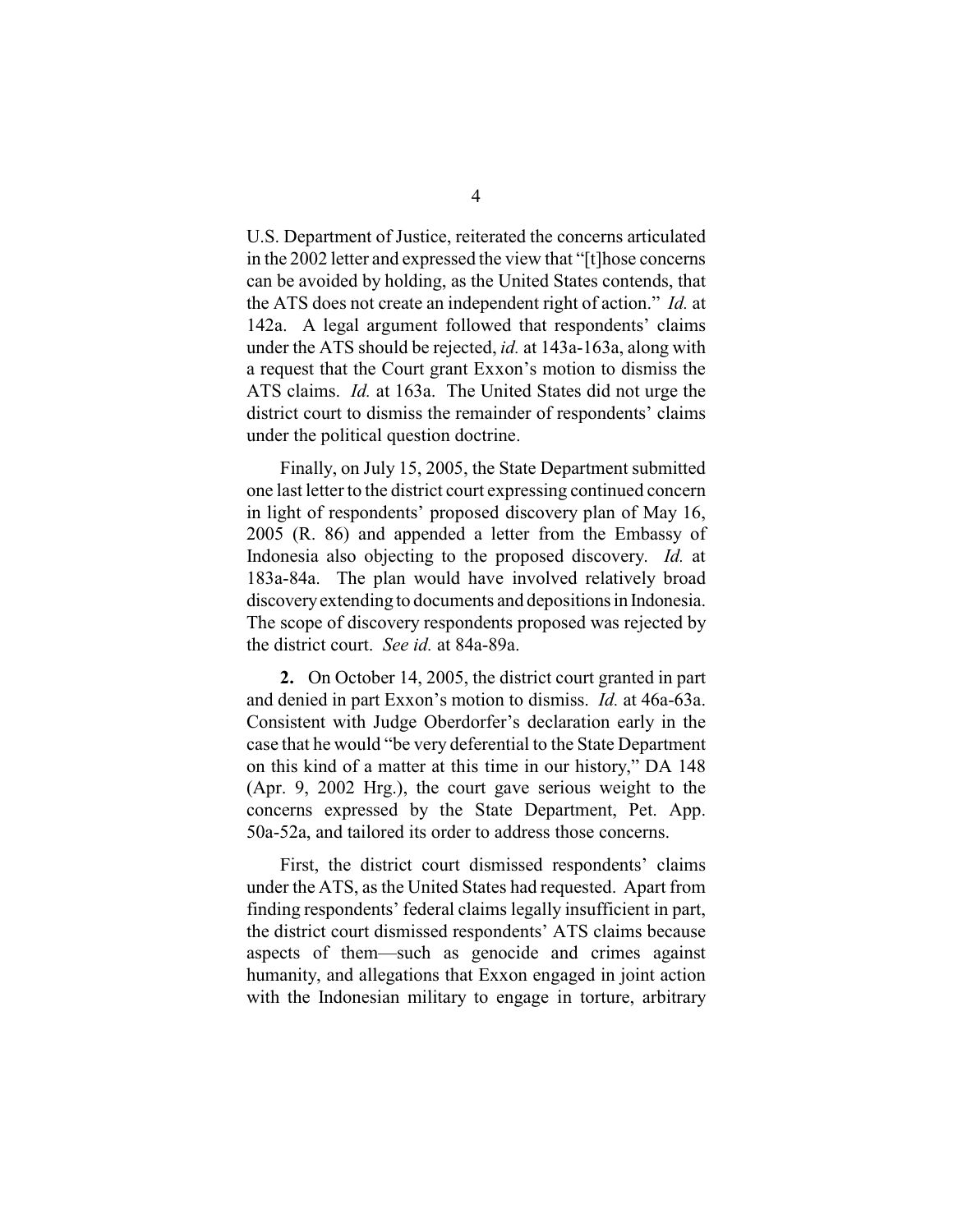U.S. Department of Justice, reiterated the concerns articulated in the 2002 letter and expressed the view that "[t]hose concerns can be avoided by holding, as the United States contends, that the ATS does not create an independent right of action." *Id.* at 142a. A legal argument followed that respondents' claims under the ATS should be rejected, *id.* at 143a-163a, along with a request that the Court grant Exxon's motion to dismiss the ATS claims. *Id.* at 163a. The United States did not urge the district court to dismiss the remainder of respondents' claims under the political question doctrine.

Finally, on July 15, 2005, the State Department submitted one last letter to the district court expressing continued concern in light of respondents' proposed discovery plan of May 16, 2005 (R. 86) and appended a letter from the Embassy of Indonesia also objecting to the proposed discovery. *Id.* at 183a-84a. The plan would have involved relatively broad discovery extending to documents and depositions in Indonesia. The scope of discovery respondents proposed was rejected by the district court. *See id.* at 84a-89a.

**2.** On October 14, 2005, the district court granted in part and denied in part Exxon's motion to dismiss. *Id.* at 46a-63a. Consistent with Judge Oberdorfer's declaration early in the case that he would "be very deferential to the State Department on this kind of a matter at this time in our history," DA 148 (Apr. 9, 2002 Hrg.), the court gave serious weight to the concerns expressed by the State Department, Pet. App. 50a-52a, and tailored its order to address those concerns.

First, the district court dismissed respondents' claims under the ATS, as the United States had requested. Apart from finding respondents' federal claims legally insufficient in part, the district court dismissed respondents' ATS claims because aspects of them—such as genocide and crimes against humanity, and allegations that Exxon engaged in joint action with the Indonesian military to engage in torture, arbitrary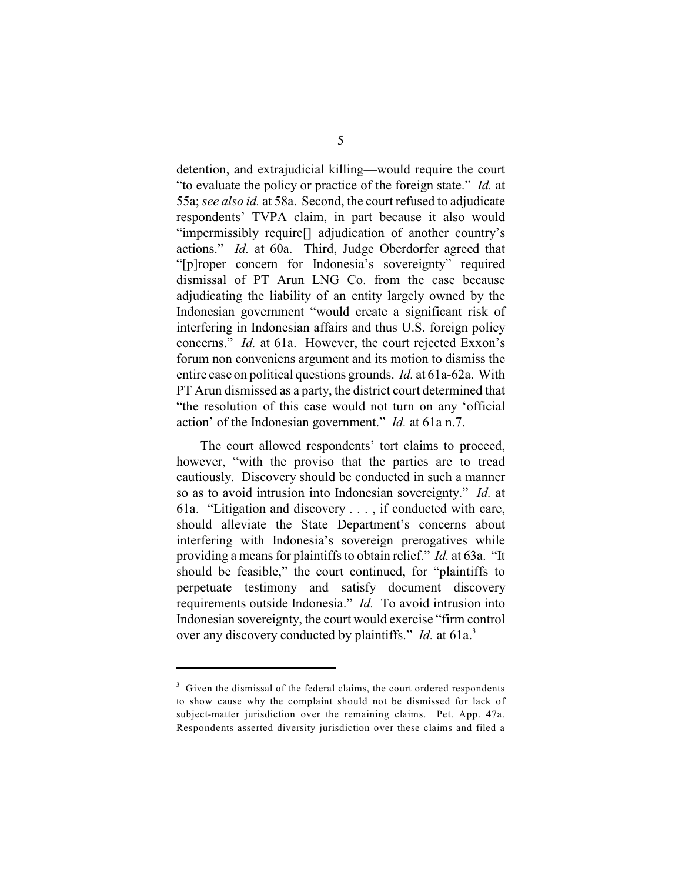detention, and extrajudicial killing—would require the court "to evaluate the policy or practice of the foreign state." *Id.* at 55a; *see also id.* at 58a. Second, the court refused to adjudicate respondents' TVPA claim, in part because it also would "impermissibly require[] adjudication of another country's actions." *Id.* at 60a. Third, Judge Oberdorfer agreed that "[p]roper concern for Indonesia's sovereignty" required dismissal of PT Arun LNG Co. from the case because adjudicating the liability of an entity largely owned by the Indonesian government "would create a significant risk of interfering in Indonesian affairs and thus U.S. foreign policy concerns." *Id.* at 61a. However, the court rejected Exxon's forum non conveniens argument and its motion to dismiss the entire case on political questions grounds. *Id.* at 61a-62a. With PT Arun dismissed as a party, the district court determined that "the resolution of this case would not turn on any 'official action' of the Indonesian government." *Id.* at 61a n.7.

The court allowed respondents' tort claims to proceed, however, "with the proviso that the parties are to tread cautiously. Discovery should be conducted in such a manner so as to avoid intrusion into Indonesian sovereignty." *Id.* at 61a. "Litigation and discovery . . . , if conducted with care, should alleviate the State Department's concerns about interfering with Indonesia's sovereign prerogatives while providing a means for plaintiffs to obtain relief." *Id.* at 63a. "It should be feasible," the court continued, for "plaintiffs to perpetuate testimony and satisfy document discovery requirements outside Indonesia." *Id.* To avoid intrusion into Indonesian sovereignty, the court would exercise "firm control over any discovery conducted by plaintiffs." *Id.* at 61a.[3]

[3] Given the dismissal of the federal claims, the court ordered respondents to show cause why the complaint should not be dismissed for lack of subject-matter jurisdiction over the remaining claims. Pet. App. 47a. Respondents asserted diversity jurisdiction over these claims and filed a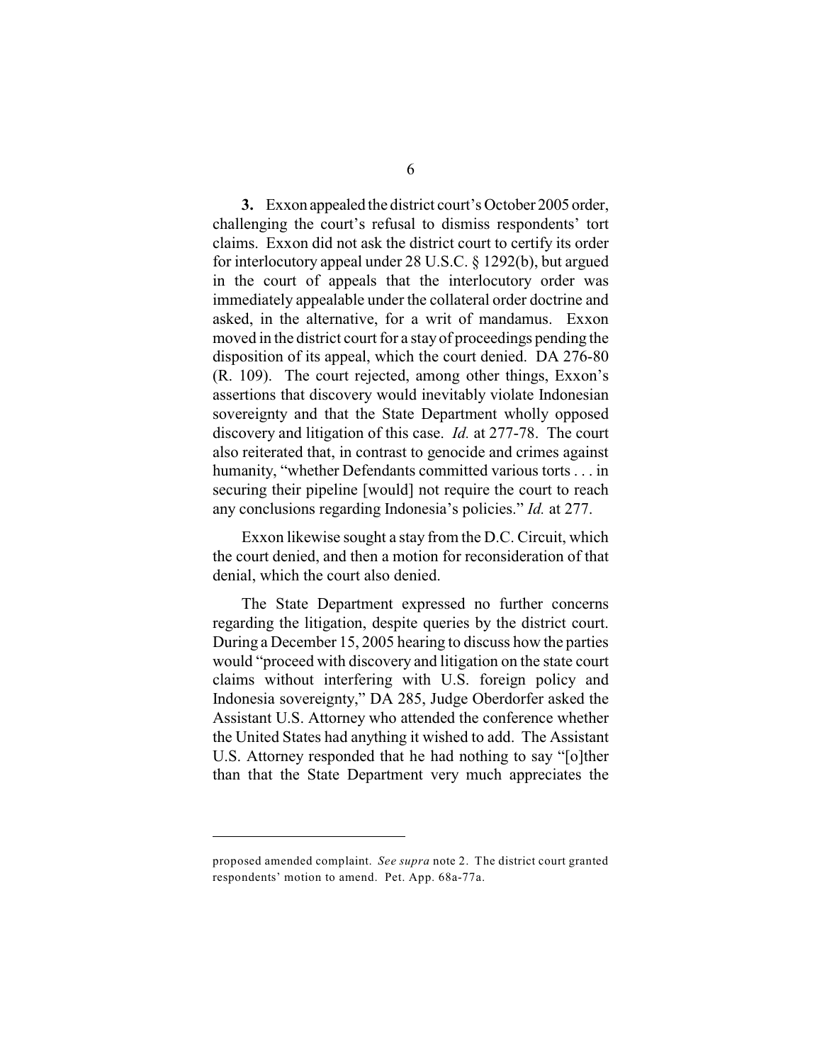**3.** Exxon appealed the district court's October 2005 order, challenging the court's refusal to dismiss respondents' tort claims. Exxon did not ask the district court to certify its order for interlocutory appeal under 28 U.S.C. § 1292(b), but argued in the court of appeals that the interlocutory order was immediately appealable under the collateral order doctrine and asked, in the alternative, for a writ of mandamus. Exxon moved in the district court for a stay of proceedings pending the disposition of its appeal, which the court denied. DA 276-80 (R. 109). The court rejected, among other things, Exxon's assertions that discovery would inevitably violate Indonesian sovereignty and that the State Department wholly opposed discovery and litigation of this case. *Id.* at 277-78. The court also reiterated that, in contrast to genocide and crimes against humanity, "whether Defendants committed various torts . . . in securing their pipeline [would] not require the court to reach any conclusions regarding Indonesia's policies." *Id.* at 277.

Exxon likewise sought a stay from the D.C. Circuit, which the court denied, and then a motion for reconsideration of that denial, which the court also denied.

The State Department expressed no further concerns regarding the litigation, despite queries by the district court. During a December 15, 2005 hearing to discuss how the parties would "proceed with discovery and litigation on the state court claims without interfering with U.S. foreign policy and Indonesia sovereignty," DA 285, Judge Oberdorfer asked the Assistant U.S. Attorney who attended the conference whether the United States had anything it wished to add. The Assistant U.S. Attorney responded that he had nothing to say "[o]ther than that the State Department very much appreciates the

---

proposed amended complaint. *See supra* note 2. The district court granted respondents' motion to amend. Pet. App. 68a-77a.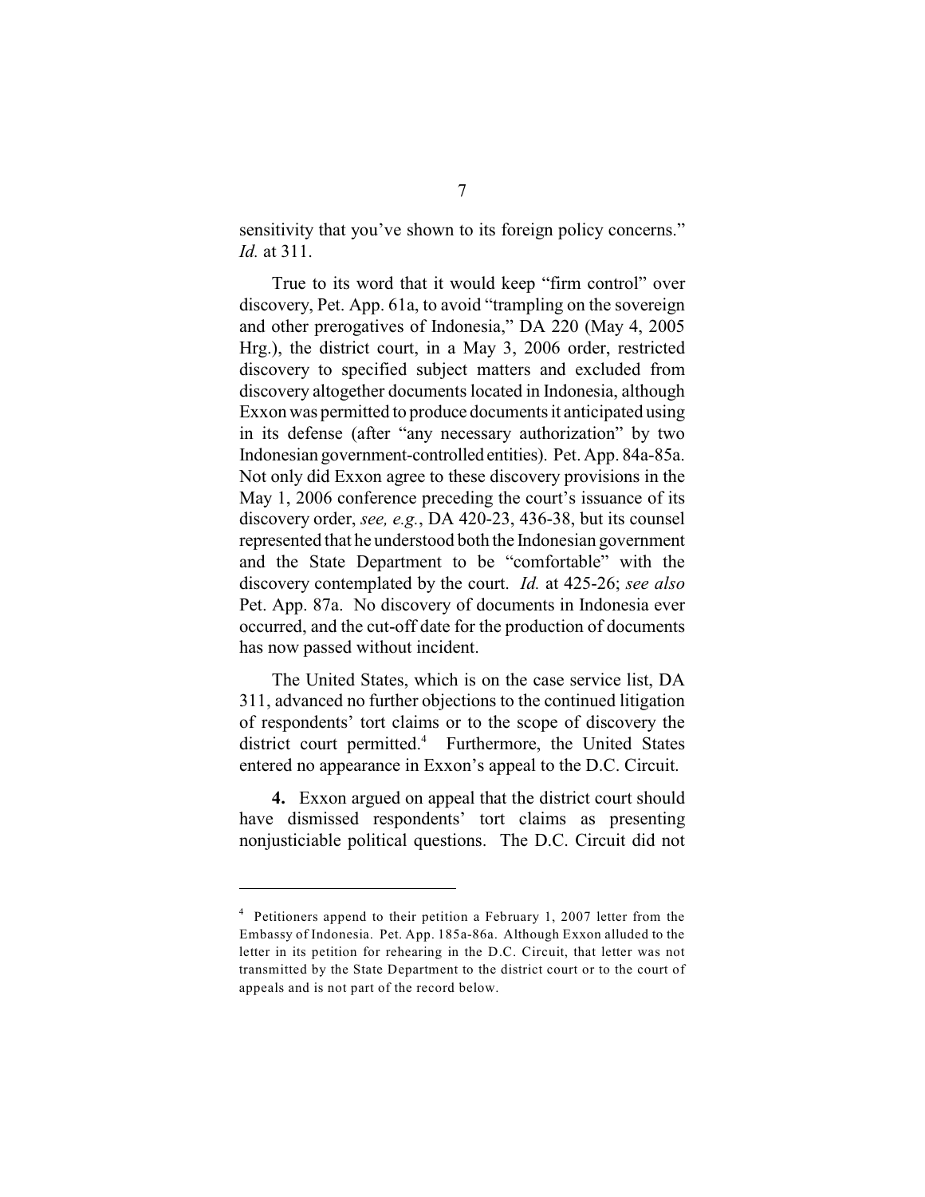sensitivity that you've shown to its foreign policy concerns." *Id.* at 311.

True to its word that it would keep "firm control" over discovery, Pet. App. 61a, to avoid "trampling on the sovereign and other prerogatives of Indonesia," DA 220 (May 4, 2005 Hrg.), the district court, in a May 3, 2006 order, restricted discovery to specified subject matters and excluded from discovery altogether documents located in Indonesia, although Exxon was permitted to produce documents it anticipated using in its defense (after "any necessary authorization" by two Indonesian government-controlled entities). Pet. App. 84a-85a. Not only did Exxon agree to these discovery provisions in the May 1, 2006 conference preceding the court's issuance of its discovery order, *see, e.g.*, DA 420-23, 436-38, but its counsel represented that he understood both the Indonesian government and the State Department to be "comfortable" with the discovery contemplated by the court. *Id.* at 425-26; *see also* Pet. App. 87a. No discovery of documents in Indonesia ever occurred, and the cut-off date for the production of documents has now passed without incident.

The United States, which is on the case service list, DA 311, advanced no further objections to the continued litigation of respondents' tort claims or to the scope of discovery the district court permitted.[4] Furthermore, the United States entered no appearance in Exxon's appeal to the D.C. Circuit.

**4.** Exxon argued on appeal that the district court should have dismissed respondents' tort claims as presenting nonjusticiable political questions. The D.C. Circuit did not

---

[4] Petitioners append to their petition a February 1, 2007 letter from the Embassy of Indonesia. Pet. App. 185a-86a. Although Exxon alluded to the letter in its petition for rehearing in the D.C. Circuit, that letter was not transmitted by the State Department to the district court or to the court of appeals and is not part of the record below.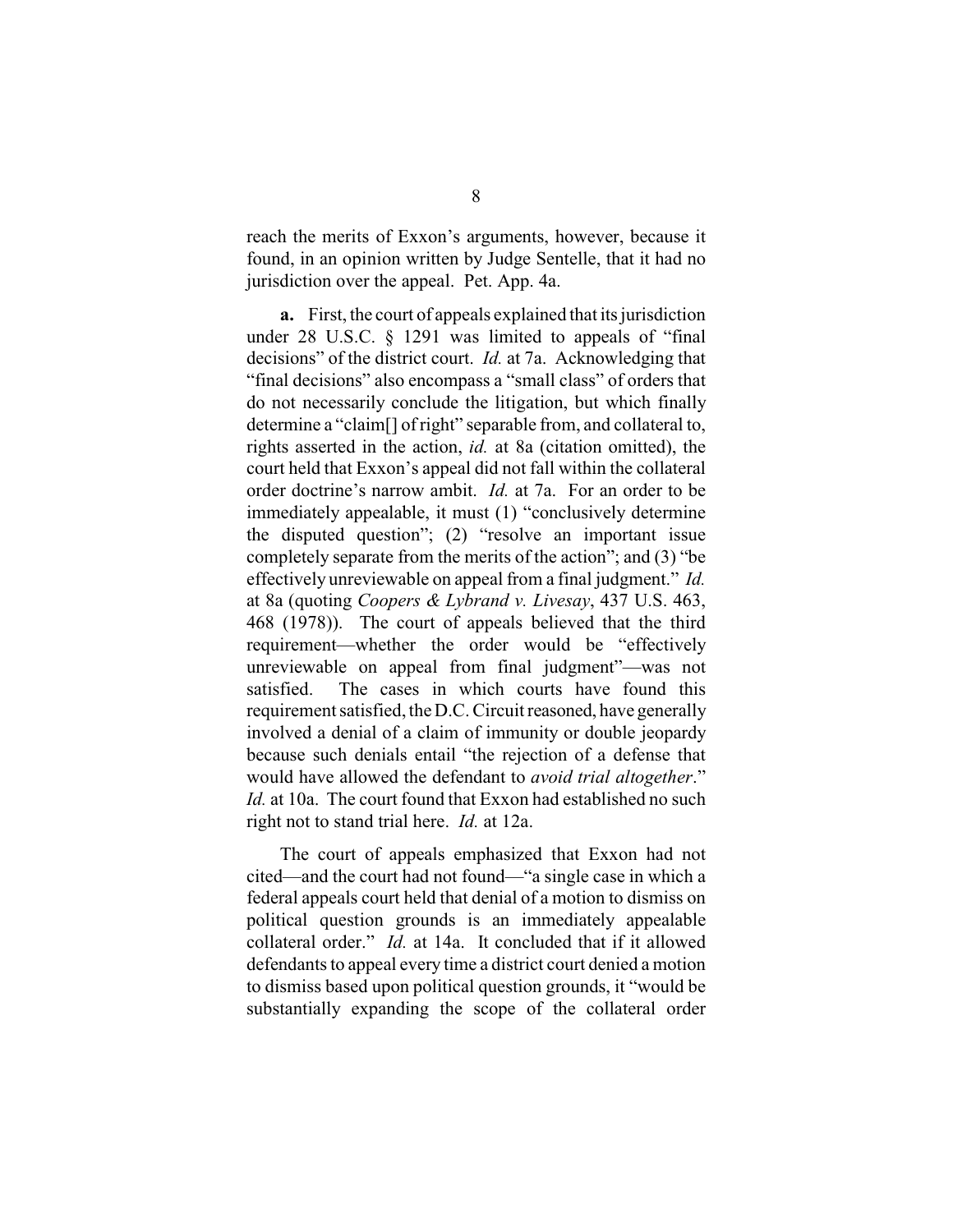reach the merits of Exxon's arguments, however, because it found, in an opinion written by Judge Sentelle, that it had no jurisdiction over the appeal. Pet. App. 4a.

**a.** First, the court of appeals explained that its jurisdiction under 28 U.S.C. § 1291 was limited to appeals of "final decisions" of the district court. *Id.* at 7a. Acknowledging that "final decisions" also encompass a "small class" of orders that do not necessarily conclude the litigation, but which finally determine a "claim[] of right" separable from, and collateral to, rights asserted in the action, *id.* at 8a (citation omitted), the court held that Exxon's appeal did not fall within the collateral order doctrine's narrow ambit. *Id.* at 7a. For an order to be immediately appealable, it must (1) "conclusively determine the disputed question"; (2) "resolve an important issue completely separate from the merits of the action"; and (3) "be effectively unreviewable on appeal from a final judgment." *Id.* at 8a (quoting *Coopers & Lybrand v. Livesay*, 437 U.S. 463, 468 (1978)). The court of appeals believed that the third requirement—whether the order would be "effectively unreviewable on appeal from final judgment"—was not satisfied. The cases in which courts have found this requirement satisfied, the D.C. Circuit reasoned, have generally involved a denial of a claim of immunity or double jeopardy because such denials entail "the rejection of a defense that would have allowed the defendant to *avoid trial altogether*." *Id.* at 10a. The court found that Exxon had established no such right not to stand trial here. *Id.* at 12a.

The court of appeals emphasized that Exxon had not cited—and the court had not found—"a single case in which a federal appeals court held that denial of a motion to dismiss on political question grounds is an immediately appealable collateral order." *Id.* at 14a. It concluded that if it allowed defendants to appeal every time a district court denied a motion to dismiss based upon political question grounds, it "would be substantially expanding the scope of the collateral order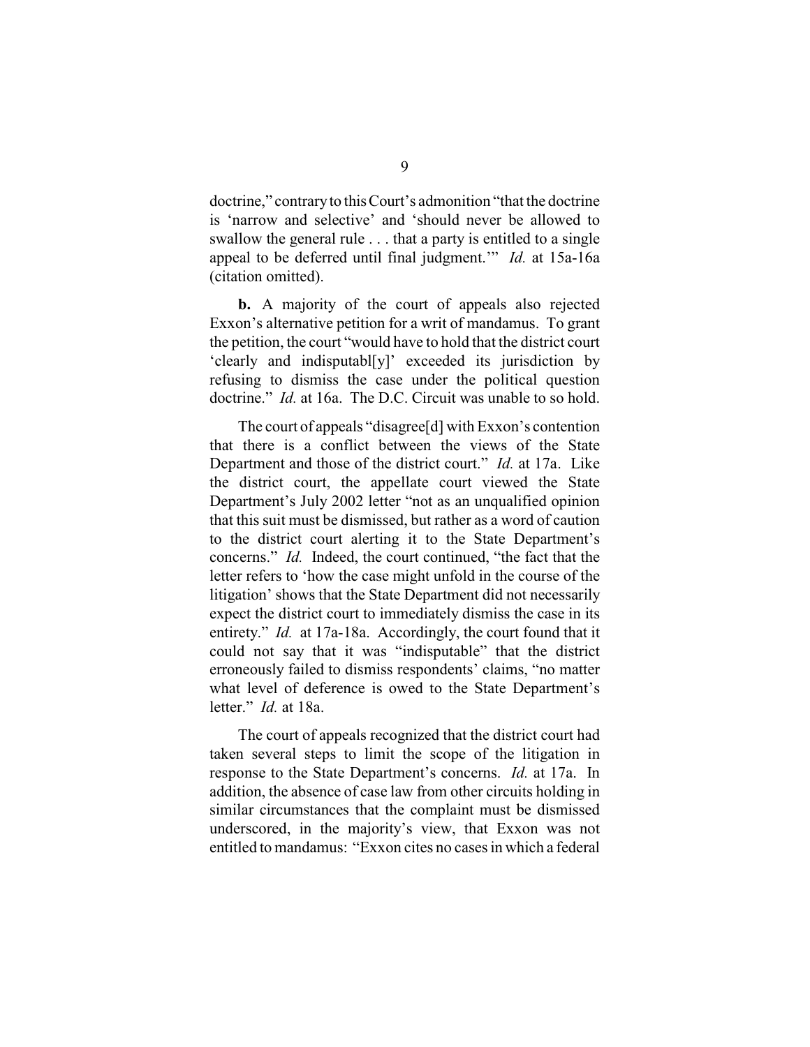doctrine," contrary to this Court's admonition "that the doctrine is 'narrow and selective' and 'should never be allowed to swallow the general rule . . . that a party is entitled to a single appeal to be deferred until final judgment.'" *Id.* at 15a-16a (citation omitted).

**b.** A majority of the court of appeals also rejected Exxon's alternative petition for a writ of mandamus. To grant the petition, the court "would have to hold that the district court 'clearly and indisputabl[y]' exceeded its jurisdiction by refusing to dismiss the case under the political question doctrine." *Id.* at 16a. The D.C. Circuit was unable to so hold.

The court of appeals "disagree[d] with Exxon's contention that there is a conflict between the views of the State Department and those of the district court." *Id.* at 17a. Like the district court, the appellate court viewed the State Department's July 2002 letter "not as an unqualified opinion that this suit must be dismissed, but rather as a word of caution to the district court alerting it to the State Department's concerns." *Id.* Indeed, the court continued, "the fact that the letter refers to 'how the case might unfold in the course of the litigation' shows that the State Department did not necessarily expect the district court to immediately dismiss the case in its entirety." *Id.* at 17a-18a. Accordingly, the court found that it could not say that it was "indisputable" that the district erroneously failed to dismiss respondents' claims, "no matter what level of deference is owed to the State Department's letter." *Id.* at 18a.

The court of appeals recognized that the district court had taken several steps to limit the scope of the litigation in response to the State Department's concerns. *Id.* at 17a. In addition, the absence of case law from other circuits holding in similar circumstances that the complaint must be dismissed underscored, in the majority's view, that Exxon was not entitled to mandamus: "Exxon cites no cases in which a federal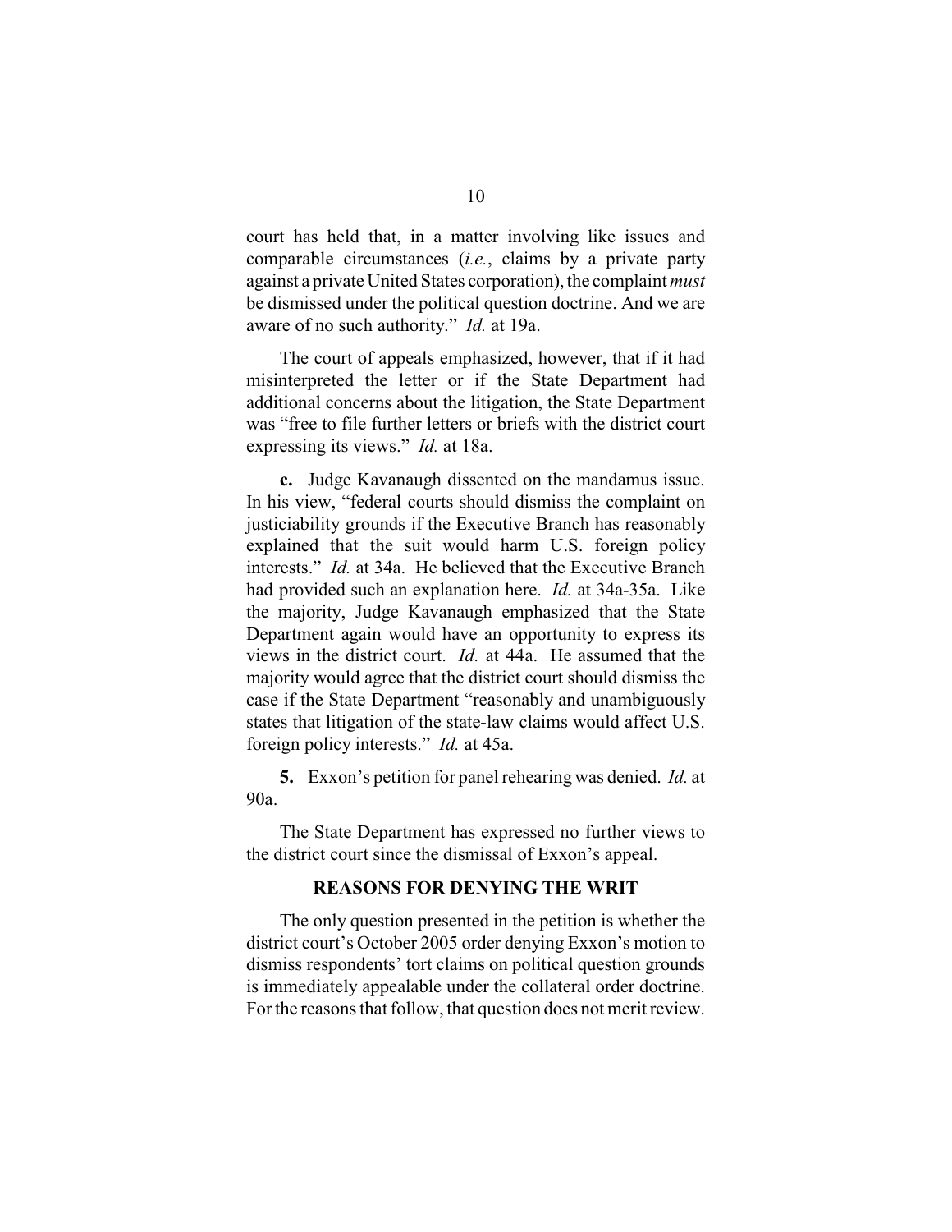court has held that, in a matter involving like issues and comparable circumstances (*i.e.*, claims by a private party against a private United States corporation), the complaint *must* be dismissed under the political question doctrine. And we are aware of no such authority." *Id.* at 19a.

The court of appeals emphasized, however, that if it had misinterpreted the letter or if the State Department had additional concerns about the litigation, the State Department was "free to file further letters or briefs with the district court expressing its views." *Id.* at 18a.

**c.** Judge Kavanaugh dissented on the mandamus issue. In his view, "federal courts should dismiss the complaint on justiciability grounds if the Executive Branch has reasonably explained that the suit would harm U.S. foreign policy interests." *Id.* at 34a. He believed that the Executive Branch had provided such an explanation here. *Id.* at 34a-35a. Like the majority, Judge Kavanaugh emphasized that the State Department again would have an opportunity to express its views in the district court. *Id.* at 44a. He assumed that the majority would agree that the district court should dismiss the case if the State Department "reasonably and unambiguously states that litigation of the state-law claims would affect U.S. foreign policy interests." *Id.* at 45a.

**5.** Exxon's petition for panel rehearing was denied. *Id.* at 90a.

The State Department has expressed no further views to the district court since the dismissal of Exxon's appeal.

## REASONS FOR DENYING THE WRIT

The only question presented in the petition is whether the district court's October 2005 order denying Exxon's motion to dismiss respondents' tort claims on political question grounds is immediately appealable under the collateral order doctrine. For the reasons that follow, that question does not merit review.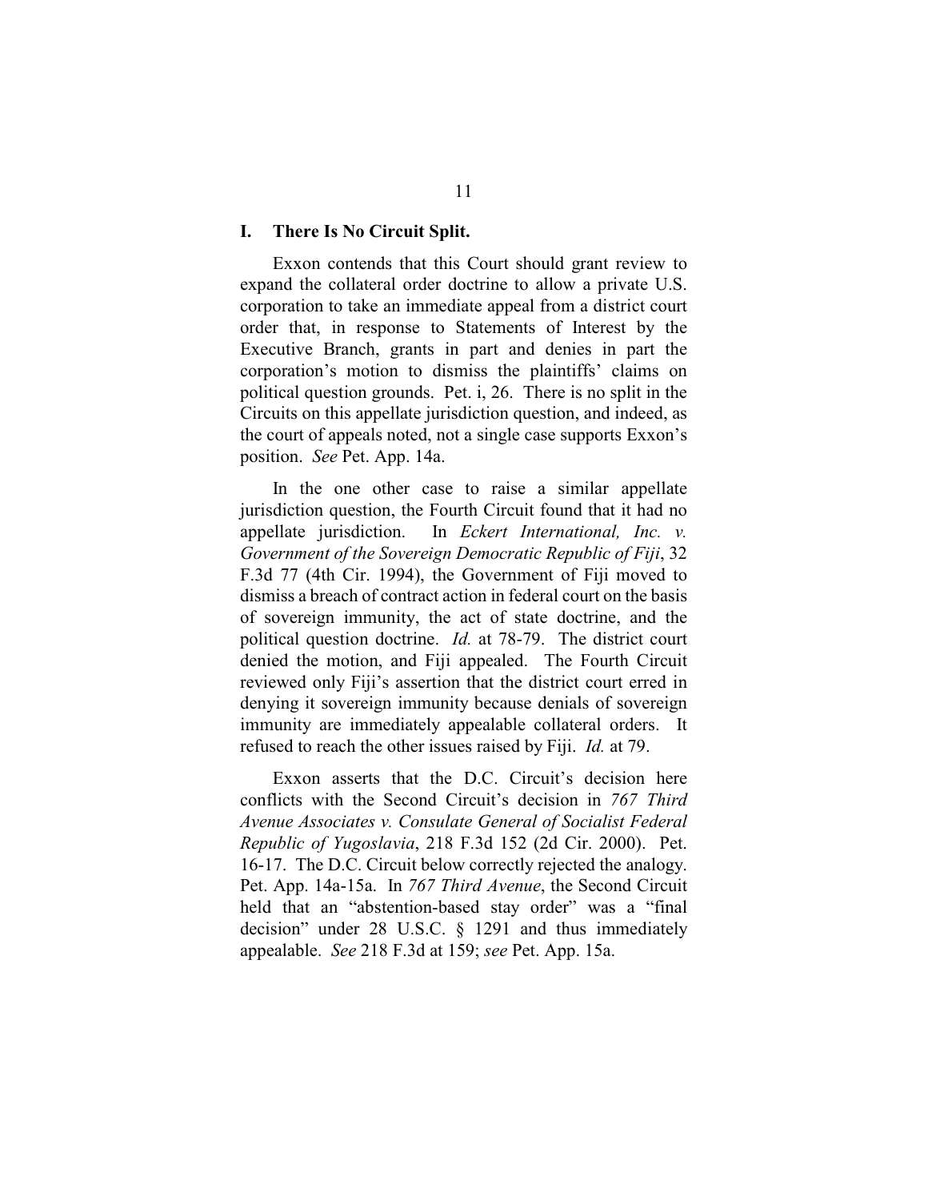## I. There Is No Circuit Split.

Exxon contends that this Court should grant review to expand the collateral order doctrine to allow a private U.S. corporation to take an immediate appeal from a district court order that, in response to Statements of Interest by the Executive Branch, grants in part and denies in part the corporation's motion to dismiss the plaintiffs' claims on political question grounds. Pet. i, 26. There is no split in the Circuits on this appellate jurisdiction question, and indeed, as the court of appeals noted, not a single case supports Exxon's position. *See* Pet. App. 14a.

In the one other case to raise a similar appellate jurisdiction question, the Fourth Circuit found that it had no appellate jurisdiction. In *Eckert International, Inc. v. Government of the Sovereign Democratic Republic of Fiji*, 32 F.3d 77 (4th Cir. 1994), the Government of Fiji moved to dismiss a breach of contract action in federal court on the basis of sovereign immunity, the act of state doctrine, and the political question doctrine. *Id.* at 78-79. The district court denied the motion, and Fiji appealed. The Fourth Circuit reviewed only Fiji's assertion that the district court erred in denying it sovereign immunity because denials of sovereign immunity are immediately appealable collateral orders. It refused to reach the other issues raised by Fiji. *Id.* at 79.

Exxon asserts that the D.C. Circuit's decision here conflicts with the Second Circuit's decision in *767 Third Avenue Associates v. Consulate General of Socialist Federal Republic of Yugoslavia*, 218 F.3d 152 (2d Cir. 2000). Pet. 16-17. The D.C. Circuit below correctly rejected the analogy. Pet. App. 14a-15a. In *767 Third Avenue*, the Second Circuit held that an "abstention-based stay order" was a "final decision" under 28 U.S.C. § 1291 and thus immediately appealable. *See* 218 F.3d at 159; *see* Pet. App. 15a.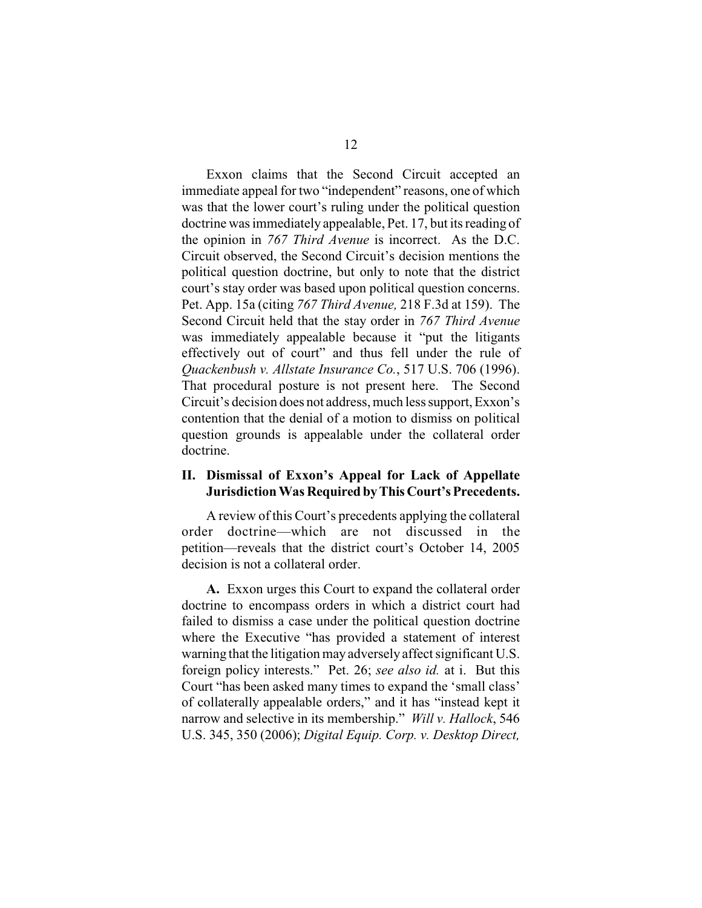Exxon claims that the Second Circuit accepted an immediate appeal for two "independent" reasons, one of which was that the lower court's ruling under the political question doctrine was immediately appealable, Pet. 17, but its reading of the opinion in *767 Third Avenue* is incorrect. As the D.C. Circuit observed, the Second Circuit's decision mentions the political question doctrine, but only to note that the district court's stay order was based upon political question concerns. Pet. App. 15a (citing *767 Third Avenue,* 218 F.3d at 159). The Second Circuit held that the stay order in *767 Third Avenue* was immediately appealable because it "put the litigants effectively out of court" and thus fell under the rule of *Quackenbush v. Allstate Insurance Co.*, 517 U.S. 706 (1996). That procedural posture is not present here. The Second Circuit's decision does not address, much less support, Exxon's contention that the denial of a motion to dismiss on political question grounds is appealable under the collateral order doctrine.

## II. Dismissal of Exxon's Appeal for Lack of Appellate Jurisdiction Was Required by This Court's Precedents.

A review of this Court's precedents applying the collateral order doctrine—which are not discussed in the petition—reveals that the district court's October 14, 2005 decision is not a collateral order.

**A.** Exxon urges this Court to expand the collateral order doctrine to encompass orders in which a district court had failed to dismiss a case under the political question doctrine where the Executive "has provided a statement of interest warning that the litigation may adversely affect significant U.S. foreign policy interests." Pet. 26; *see also id.* at i. But this Court "has been asked many times to expand the 'small class' of collaterally appealable orders," and it has "instead kept it narrow and selective in its membership." *Will v. Hallock*, 546 U.S. 345, 350 (2006); *Digital Equip. Corp. v. Desktop Direct,*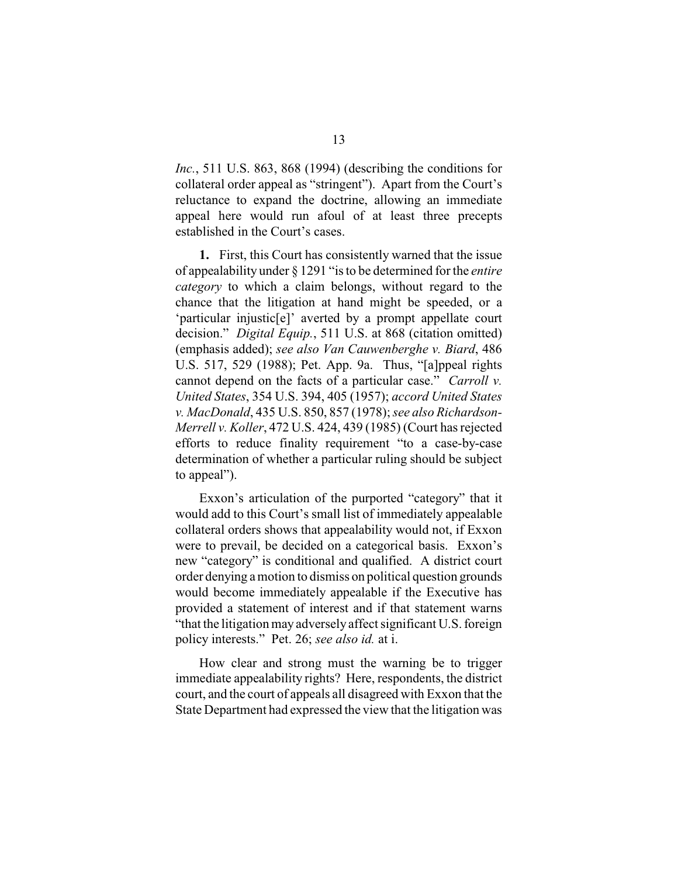*Inc.*, 511 U.S. 863, 868 (1994) (describing the conditions for collateral order appeal as "stringent"). Apart from the Court's reluctance to expand the doctrine, allowing an immediate appeal here would run afoul of at least three precepts established in the Court's cases.

**1.** First, this Court has consistently warned that the issue of appealability under § 1291 "is to be determined for the *entire category* to which a claim belongs, without regard to the chance that the litigation at hand might be speeded, or a 'particular injustic[e]' averted by a prompt appellate court decision." *Digital Equip.*, 511 U.S. at 868 (citation omitted) (emphasis added); *see also Van Cauwenberghe v. Biard*, 486 U.S. 517, 529 (1988); Pet. App. 9a. Thus, "[a]ppeal rights cannot depend on the facts of a particular case." *Carroll v. United States*, 354 U.S. 394, 405 (1957); *accord United States v. MacDonald*, 435 U.S. 850, 857 (1978); *see also Richardson-Merrell v. Koller*, 472 U.S. 424, 439 (1985) (Court has rejected efforts to reduce finality requirement "to a case-by-case determination of whether a particular ruling should be subject to appeal").

Exxon's articulation of the purported "category" that it would add to this Court's small list of immediately appealable collateral orders shows that appealability would not, if Exxon were to prevail, be decided on a categorical basis. Exxon's new "category" is conditional and qualified. A district court order denying a motion to dismiss on political question grounds would become immediately appealable if the Executive has provided a statement of interest and if that statement warns "that the litigation may adversely affect significant U.S. foreign policy interests." Pet. 26; *see also id.* at i.

How clear and strong must the warning be to trigger immediate appealability rights? Here, respondents, the district court, and the court of appeals all disagreed with Exxon that the State Department had expressed the view that the litigation was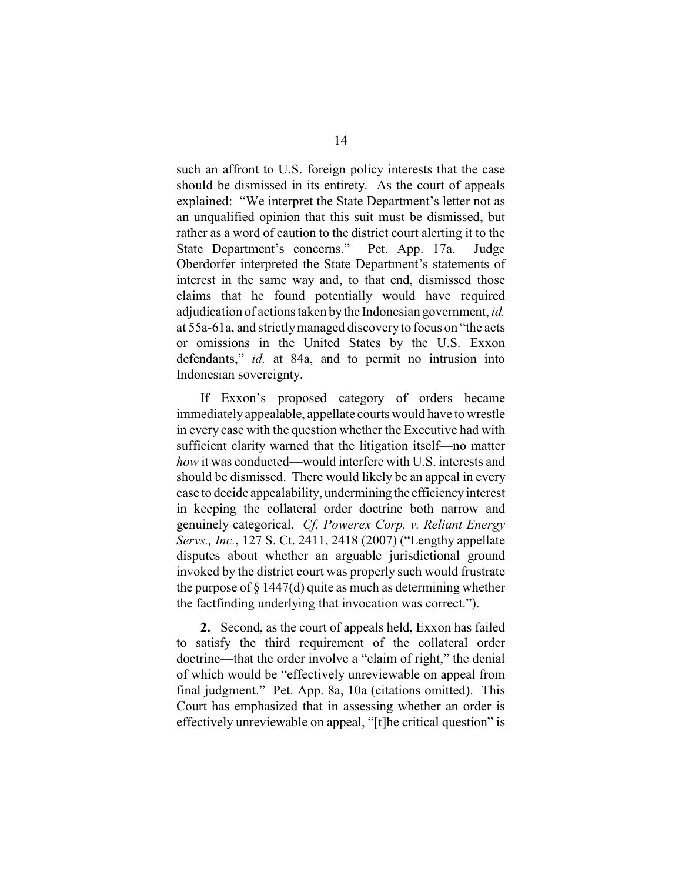such an affront to U.S. foreign policy interests that the case should be dismissed in its entirety. As the court of appeals explained: "We interpret the State Department's letter not as an unqualified opinion that this suit must be dismissed, but rather as a word of caution to the district court alerting it to the State Department's concerns." Pet. App. 17a. Judge Oberdorfer interpreted the State Department's statements of interest in the same way and, to that end, dismissed those claims that he found potentially would have required adjudication of actions taken by the Indonesian government, *id.* at 55a-61a, and strictly managed discovery to focus on "the acts or omissions in the United States by the U.S. Exxon defendants," *id.* at 84a, and to permit no intrusion into Indonesian sovereignty.

If Exxon's proposed category of orders became immediately appealable, appellate courts would have to wrestle in every case with the question whether the Executive had with sufficient clarity warned that the litigation itself—no matter *how* it was conducted—would interfere with U.S. interests and should be dismissed. There would likely be an appeal in every case to decide appealability, undermining the efficiency interest in keeping the collateral order doctrine both narrow and genuinely categorical. *Cf. Powerex Corp. v. Reliant Energy Servs., Inc.*, 127 S. Ct. 2411, 2418 (2007) ("Lengthy appellate disputes about whether an arguable jurisdictional ground invoked by the district court was properly such would frustrate the purpose of § 1447(d) quite as much as determining whether the factfinding underlying that invocation was correct.").

**2.** Second, as the court of appeals held, Exxon has failed to satisfy the third requirement of the collateral order doctrine—that the order involve a "claim of right," the denial of which would be "effectively unreviewable on appeal from final judgment." Pet. App. 8a, 10a (citations omitted). This Court has emphasized that in assessing whether an order is effectively unreviewable on appeal, "[t]he critical question" is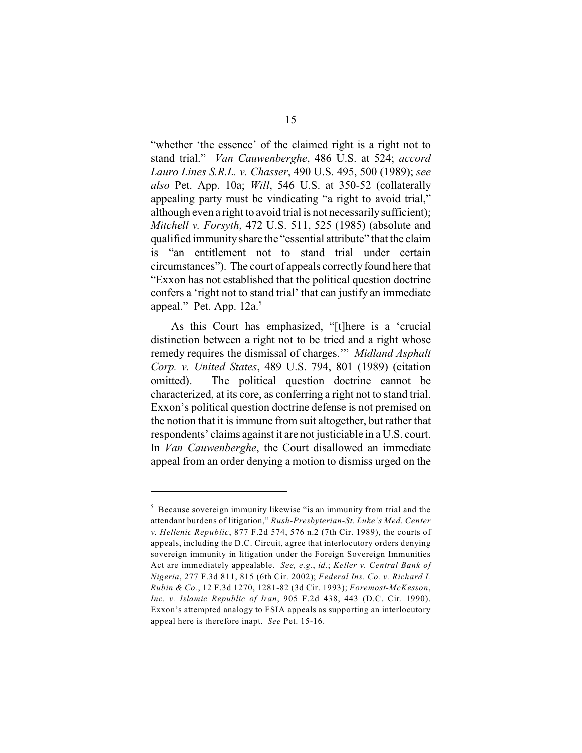"whether 'the essence' of the claimed right is a right not to stand trial." *Van Cauwenberghe*, 486 U.S. at 524; *accord Lauro Lines S.R.L. v. Chasser*, 490 U.S. 495, 500 (1989); *see also* Pet. App. 10a; *Will*, 546 U.S. at 350-52 (collaterally appealing party must be vindicating "a right to avoid trial," although even a right to avoid trial is not necessarily sufficient); *Mitchell v. Forsyth*, 472 U.S. 511, 525 (1985) (absolute and qualified immunity share the "essential attribute" that the claim is "an entitlement not to stand trial under certain circumstances"). The court of appeals correctly found here that "Exxon has not established that the political question doctrine confers a 'right not to stand trial' that can justify an immediate appeal." Pet. App. 12a.[5]

As this Court has emphasized, "[t]here is a 'crucial distinction between a right not to be tried and a right whose remedy requires the dismissal of charges.'" *Midland Asphalt Corp. v. United States*, 489 U.S. 794, 801 (1989) (citation omitted). The political question doctrine cannot be characterized, at its core, as conferring a right not to stand trial. Exxon's political question doctrine defense is not premised on the notion that it is immune from suit altogether, but rather that respondents' claims against it are not justiciable in a U.S. court. In *Van Cauwenberghe*, the Court disallowed an immediate appeal from an order denying a motion to dismiss urged on the

---

[5] Because sovereign immunity likewise "is an immunity from trial and the attendant burdens of litigation," *Rush-Presbyterian-St. Luke's Med. Center v. Hellenic Republic*, 877 F.2d 574, 576 n.2 (7th Cir. 1989), the courts of appeals, including the D.C. Circuit, agree that interlocutory orders denying sovereign immunity in litigation under the Foreign Sovereign Immunities Act are immediately appealable. *See, e.g.*, *id.*; *Keller v. Central Bank of Nigeria*, 277 F.3d 811, 815 (6th Cir. 2002); *Federal Ins. Co. v. Richard I. Rubin & Co.*, 12 F.3d 1270, 1281-82 (3d Cir. 1993); *Foremost-McKesson, Inc. v. Islamic Republic of Iran*, 905 F.2d 438, 443 (D.C. Cir. 1990). Exxon's attempted analogy to FSIA appeals as supporting an interlocutory appeal here is therefore inapt. *See* Pet. 15-16.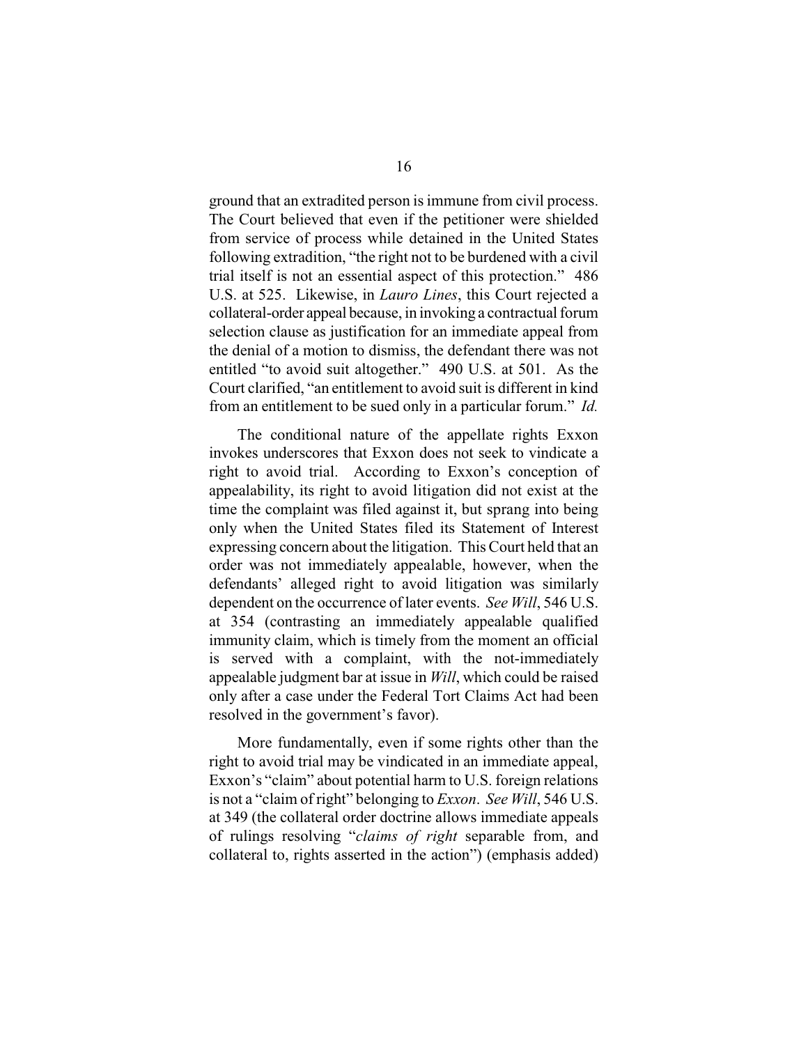ground that an extradited person is immune from civil process. The Court believed that even if the petitioner were shielded from service of process while detained in the United States following extradition, "the right not to be burdened with a civil trial itself is not an essential aspect of this protection." 486 U.S. at 525. Likewise, in *Lauro Lines*, this Court rejected a collateral-order appeal because, in invoking a contractual forum selection clause as justification for an immediate appeal from the denial of a motion to dismiss, the defendant there was not entitled "to avoid suit altogether." 490 U.S. at 501. As the Court clarified, "an entitlement to avoid suit is different in kind from an entitlement to be sued only in a particular forum." *Id.*

The conditional nature of the appellate rights Exxon invokes underscores that Exxon does not seek to vindicate a right to avoid trial. According to Exxon's conception of appealability, its right to avoid litigation did not exist at the time the complaint was filed against it, but sprang into being only when the United States filed its Statement of Interest expressing concern about the litigation. This Court held that an order was not immediately appealable, however, when the defendants' alleged right to avoid litigation was similarly dependent on the occurrence of later events. *See Will*, 546 U.S. at 354 (contrasting an immediately appealable qualified immunity claim, which is timely from the moment an official is served with a complaint, with the not-immediately appealable judgment bar at issue in *Will*, which could be raised only after a case under the Federal Tort Claims Act had been resolved in the government's favor).

More fundamentally, even if some rights other than the right to avoid trial may be vindicated in an immediate appeal, Exxon's "claim" about potential harm to U.S. foreign relations is not a "claim of right" belonging to *Exxon*. *See Will*, 546 U.S. at 349 (the collateral order doctrine allows immediate appeals of rulings resolving "*claims of right* separable from, and collateral to, rights asserted in the action") (emphasis added)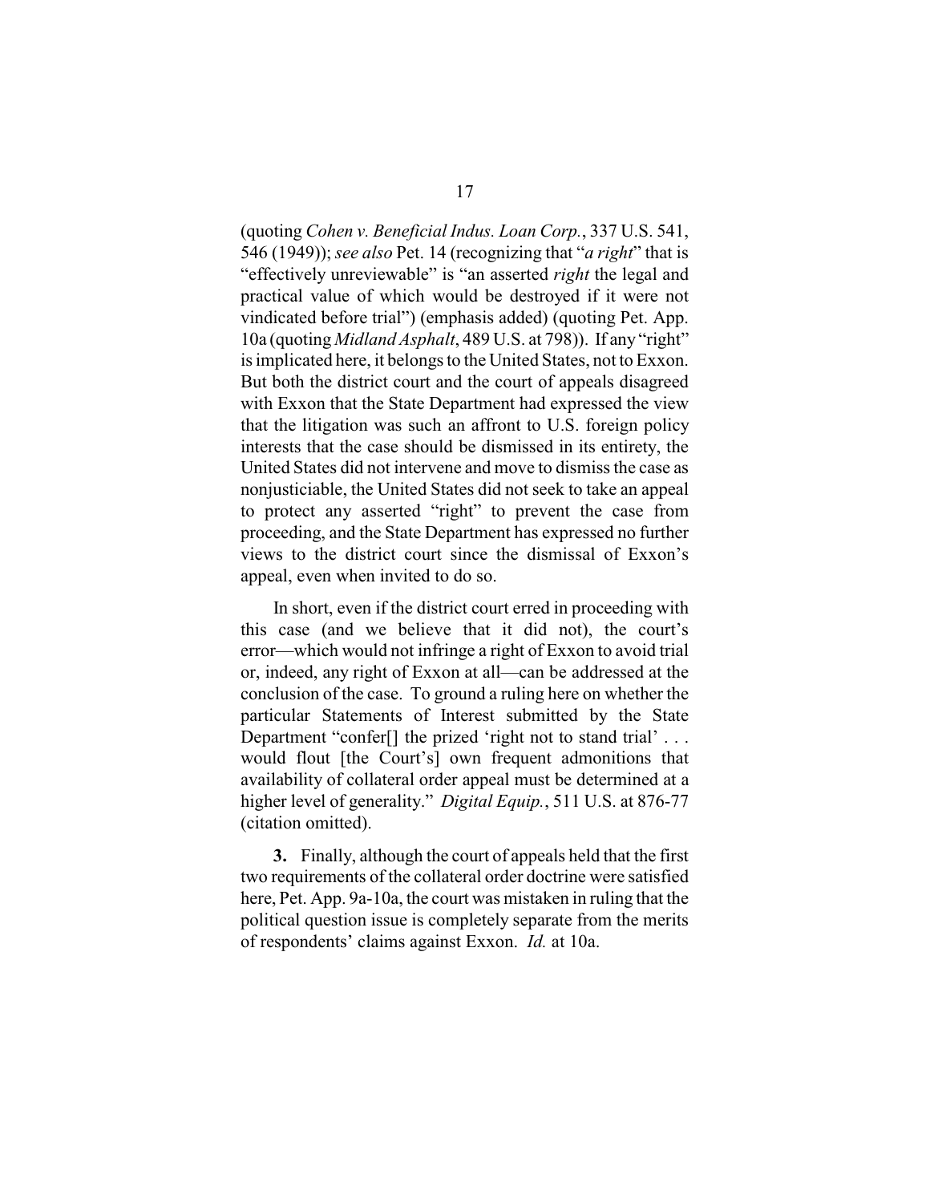(quoting *Cohen v. Beneficial Indus. Loan Corp.*, 337 U.S. 541, 546 (1949)); *see also* Pet. 14 (recognizing that "*a right*" that is "effectively unreviewable" is "an asserted *right* the legal and practical value of which would be destroyed if it were not vindicated before trial") (emphasis added) (quoting Pet. App. 10a (quoting *Midland Asphalt*, 489 U.S. at 798)). If any "right" is implicated here, it belongs to the United States, not to Exxon. But both the district court and the court of appeals disagreed with Exxon that the State Department had expressed the view that the litigation was such an affront to U.S. foreign policy interests that the case should be dismissed in its entirety, the United States did not intervene and move to dismiss the case as nonjusticiable, the United States did not seek to take an appeal to protect any asserted "right" to prevent the case from proceeding, and the State Department has expressed no further views to the district court since the dismissal of Exxon's appeal, even when invited to do so.

In short, even if the district court erred in proceeding with this case (and we believe that it did not), the court's error—which would not infringe a right of Exxon to avoid trial or, indeed, any right of Exxon at all—can be addressed at the conclusion of the case. To ground a ruling here on whether the particular Statements of Interest submitted by the State Department "confer[] the prized 'right not to stand trial' . . . would flout [the Court's] own frequent admonitions that availability of collateral order appeal must be determined at a higher level of generality." *Digital Equip.*, 511 U.S. at 876-77 (citation omitted).

**3.** Finally, although the court of appeals held that the first two requirements of the collateral order doctrine were satisfied here, Pet. App. 9a-10a, the court was mistaken in ruling that the political question issue is completely separate from the merits of respondents' claims against Exxon. *Id.* at 10a.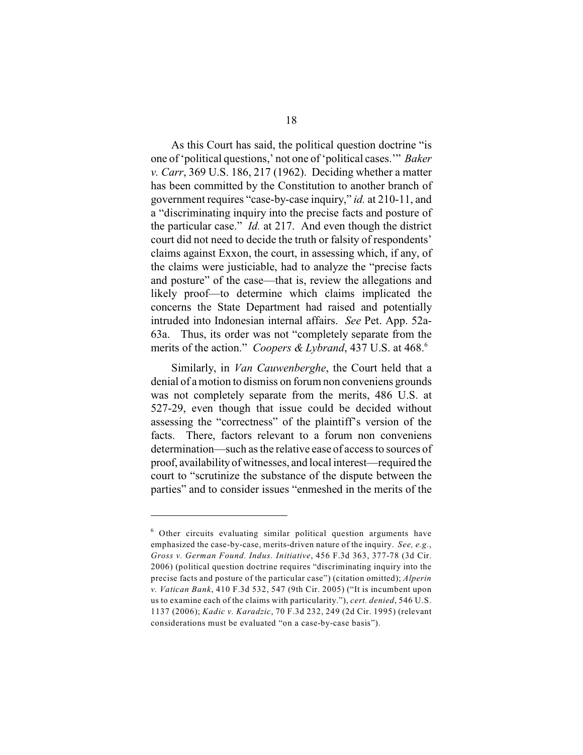As this Court has said, the political question doctrine "is one of 'political questions,' not one of 'political cases.'" *Baker v. Carr*, 369 U.S. 186, 217 (1962). Deciding whether a matter has been committed by the Constitution to another branch of government requires "case-by-case inquiry," *id.* at 210-11, and a "discriminating inquiry into the precise facts and posture of the particular case." *Id.* at 217. And even though the district court did not need to decide the truth or falsity of respondents' claims against Exxon, the court, in assessing which, if any, of the claims were justiciable, had to analyze the "precise facts and posture" of the case—that is, review the allegations and likely proof—to determine which claims implicated the concerns the State Department had raised and potentially intruded into Indonesian internal affairs. *See* Pet. App. 52a-63a. Thus, its order was not "completely separate from the merits of the action." *Coopers & Lybrand*, 437 U.S. at 468.[6]

Similarly, in *Van Cauwenberghe*, the Court held that a denial of a motion to dismiss on forum non conveniens grounds was not completely separate from the merits, 486 U.S. at 527-29, even though that issue could be decided without assessing the "correctness" of the plaintiff's version of the facts. There, factors relevant to a forum non conveniens determination—such as the relative ease of access to sources of proof, availability of witnesses, and local interest—required the court to "scrutinize the substance of the dispute between the parties" and to consider issues "enmeshed in the merits of the

---

[6] Other circuits evaluating similar political question arguments have emphasized the case-by-case, merits-driven nature of the inquiry. *See, e.g.*, *Gross v. German Found. Indus. Initiative*, 456 F.3d 363, 377-78 (3d Cir. 2006) (political question doctrine requires "discriminating inquiry into the precise facts and posture of the particular case") (citation omitted); *Alperin v. Vatican Bank*, 410 F.3d 532, 547 (9th Cir. 2005) ("It is incumbent upon us to examine each of the claims with particularity."), *cert. denied*, 546 U.S. 1137 (2006); *Kadic v. Karadzic*, 70 F.3d 232, 249 (2d Cir. 1995) (relevant considerations must be evaluated "on a case-by-case basis").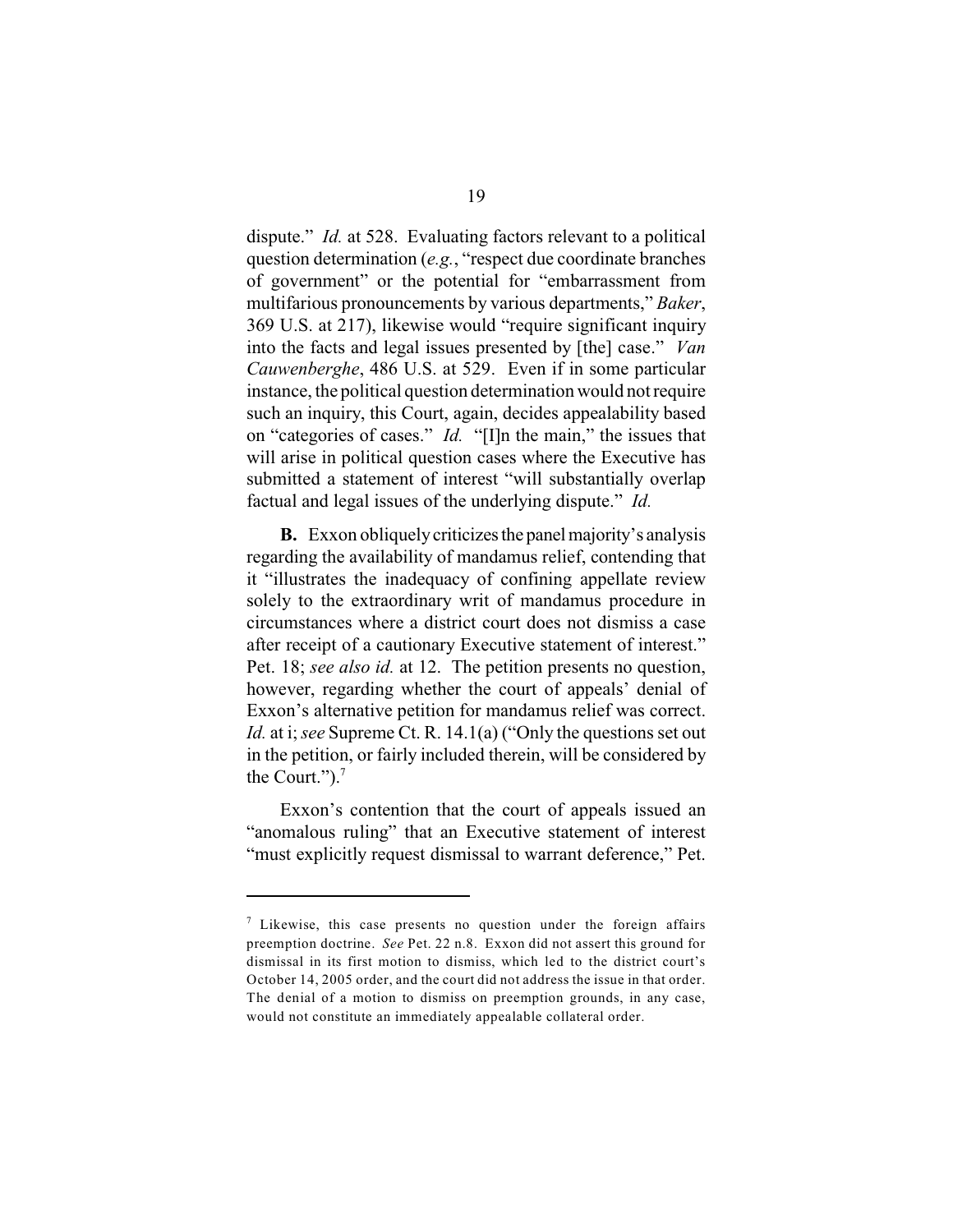dispute." *Id.* at 528. Evaluating factors relevant to a political question determination (*e.g.*, "respect due coordinate branches of government" or the potential for "embarrassment from multifarious pronouncements by various departments," *Baker*, 369 U.S. at 217), likewise would "require significant inquiry into the facts and legal issues presented by [the] case." *Van Cauwenberghe*, 486 U.S. at 529. Even if in some particular instance, the political question determination would not require such an inquiry, this Court, again, decides appealability based on "categories of cases." *Id.* "[I]n the main," the issues that will arise in political question cases where the Executive has submitted a statement of interest "will substantially overlap factual and legal issues of the underlying dispute." *Id.*

**B.** Exxon obliquely criticizes the panel majority's analysis regarding the availability of mandamus relief, contending that it "illustrates the inadequacy of confining appellate review solely to the extraordinary writ of mandamus procedure in circumstances where a district court does not dismiss a case after receipt of a cautionary Executive statement of interest." Pet. 18; *see also id.* at 12. The petition presents no question, however, regarding whether the court of appeals' denial of Exxon's alternative petition for mandamus relief was correct. *Id.* at i; *see* Supreme Ct. R. 14.1(a) ("Only the questions set out in the petition, or fairly included therein, will be considered by the Court.").[7]

Exxon's contention that the court of appeals issued an "anomalous ruling" that an Executive statement of interest "must explicitly request dismissal to warrant deference," Pet.

---

[7] Likewise, this case presents no question under the foreign affairs preemption doctrine. *See* Pet. 22 n.8. Exxon did not assert this ground for dismissal in its first motion to dismiss, which led to the district court's October 14, 2005 order, and the court did not address the issue in that order. The denial of a motion to dismiss on preemption grounds, in any case, would not constitute an immediately appealable collateral order.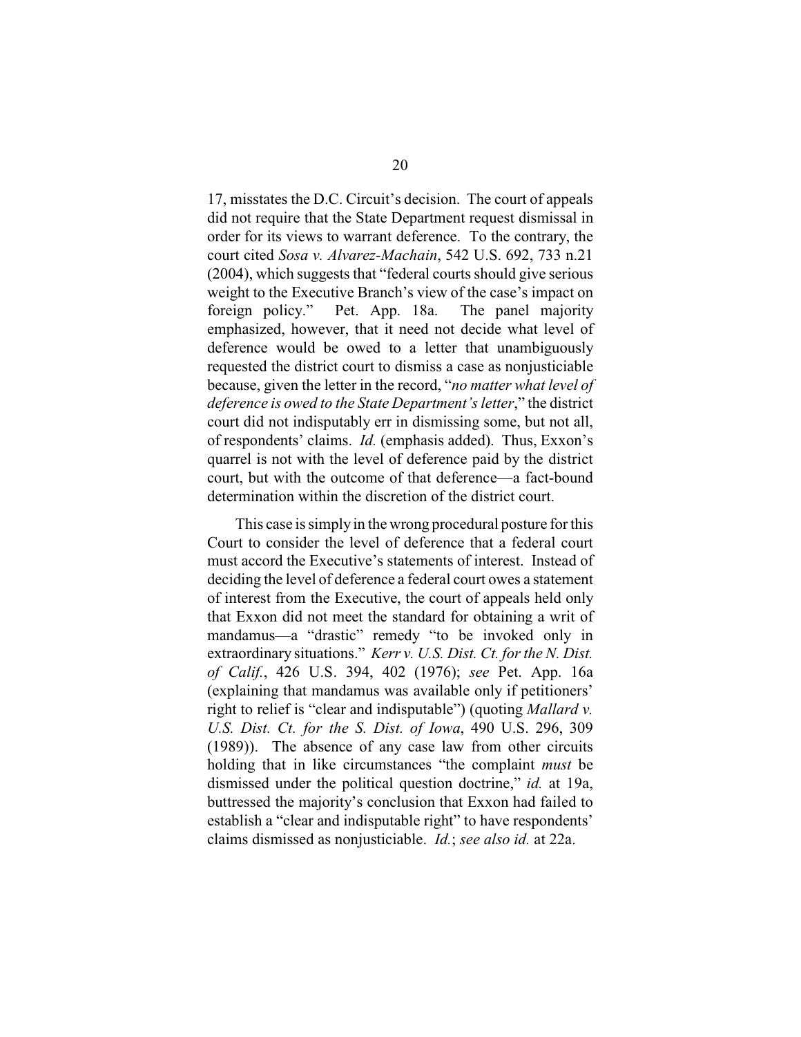17, misstates the D.C. Circuit's decision. The court of appeals did not require that the State Department request dismissal in order for its views to warrant deference. To the contrary, the court cited *Sosa v. Alvarez-Machain*, 542 U.S. 692, 733 n.21 (2004), which suggests that "federal courts should give serious weight to the Executive Branch's view of the case's impact on foreign policy." Pet. App. 18a. The panel majority emphasized, however, that it need not decide what level of deference would be owed to a letter that unambiguously requested the district court to dismiss a case as nonjusticiable because, given the letter in the record, "*no matter what level of deference is owed to the State Department's letter*," the district court did not indisputably err in dismissing some, but not all, of respondents' claims. *Id.* (emphasis added). Thus, Exxon's quarrel is not with the level of deference paid by the district court, but with the outcome of that deference—a fact-bound determination within the discretion of the district court.

This case is simply in the wrong procedural posture for this Court to consider the level of deference that a federal court must accord the Executive's statements of interest. Instead of deciding the level of deference a federal court owes a statement of interest from the Executive, the court of appeals held only that Exxon did not meet the standard for obtaining a writ of mandamus—a "drastic" remedy "to be invoked only in extraordinary situations." *Kerr v. U.S. Dist. Ct. for the N. Dist. of Calif.*, 426 U.S. 394, 402 (1976); *see* Pet. App. 16a (explaining that mandamus was available only if petitioners' right to relief is "clear and indisputable") (quoting *Mallard v. U.S. Dist. Ct. for the S. Dist. of Iowa*, 490 U.S. 296, 309 (1989)). The absence of any case law from other circuits holding that in like circumstances "the complaint *must* be dismissed under the political question doctrine," *id.* at 19a, buttressed the majority's conclusion that Exxon had failed to establish a "clear and indisputable right" to have respondents' claims dismissed as nonjusticiable. *Id.*; *see also id.* at 22a.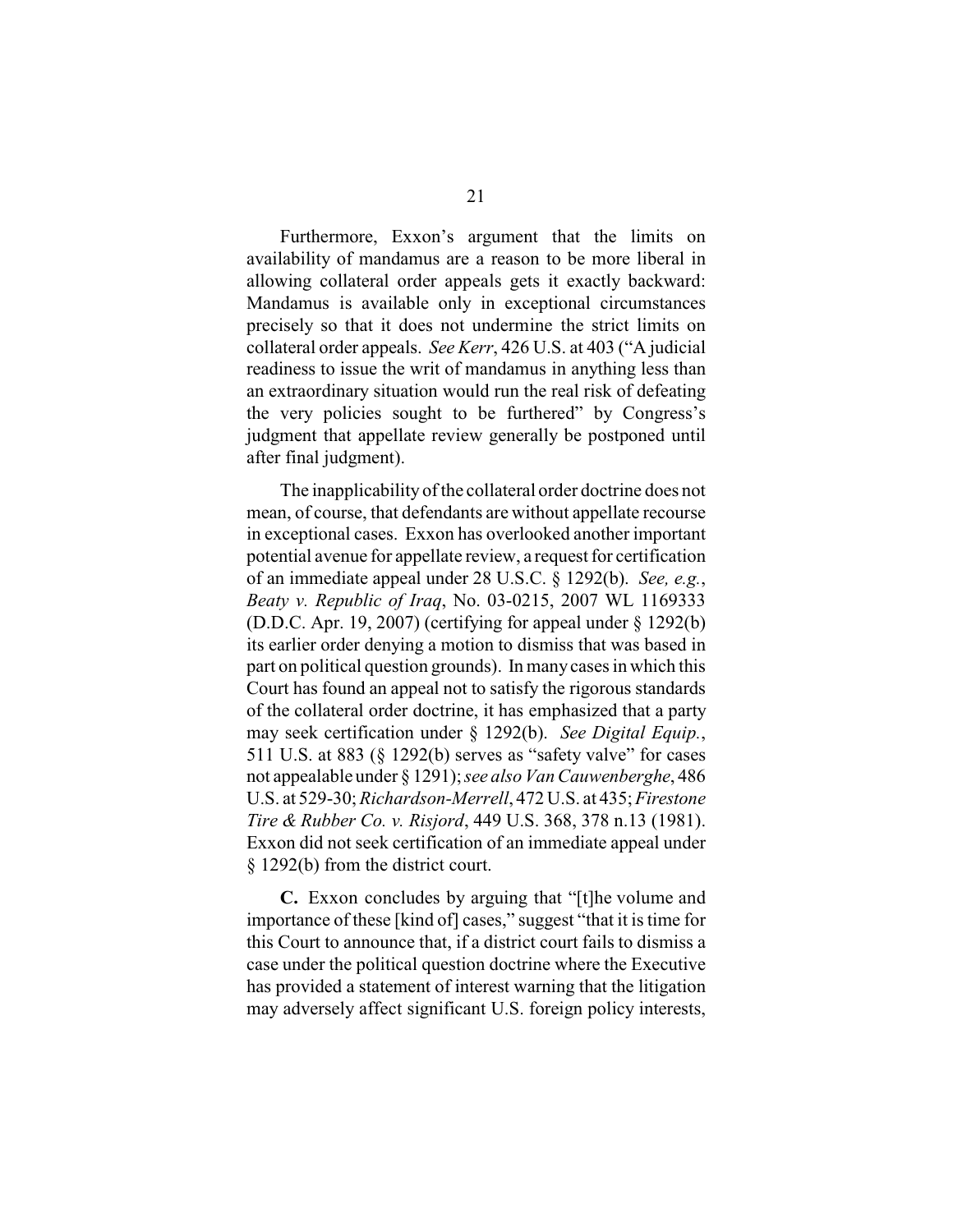Furthermore, Exxon's argument that the limits on availability of mandamus are a reason to be more liberal in allowing collateral order appeals gets it exactly backward: Mandamus is available only in exceptional circumstances precisely so that it does not undermine the strict limits on collateral order appeals. *See Kerr*, 426 U.S. at 403 ("A judicial readiness to issue the writ of mandamus in anything less than an extraordinary situation would run the real risk of defeating the very policies sought to be furthered" by Congress's judgment that appellate review generally be postponed until after final judgment).

The inapplicability of the collateral order doctrine does not mean, of course, that defendants are without appellate recourse in exceptional cases. Exxon has overlooked another important potential avenue for appellate review, a request for certification of an immediate appeal under 28 U.S.C. § 1292(b). *See, e.g.*, *Beaty v. Republic of Iraq*, No. 03-0215, 2007 WL 1169333 (D.D.C. Apr. 19, 2007) (certifying for appeal under § 1292(b) its earlier order denying a motion to dismiss that was based in part on political question grounds). In many cases in which this Court has found an appeal not to satisfy the rigorous standards of the collateral order doctrine, it has emphasized that a party may seek certification under § 1292(b). *See Digital Equip.*, 511 U.S. at 883 (§ 1292(b) serves as "safety valve" for cases not appealable under § 1291); *see also Van Cauwenberghe*, 486 U.S. at 529-30; *Richardson-Merrell*, 472 U.S. at 435; *Firestone Tire & Rubber Co. v. Risjord*, 449 U.S. 368, 378 n.13 (1981). Exxon did not seek certification of an immediate appeal under § 1292(b) from the district court.

**C.** Exxon concludes by arguing that "[t]he volume and importance of these [kind of] cases," suggest "that it is time for this Court to announce that, if a district court fails to dismiss a case under the political question doctrine where the Executive has provided a statement of interest warning that the litigation may adversely affect significant U.S. foreign policy interests,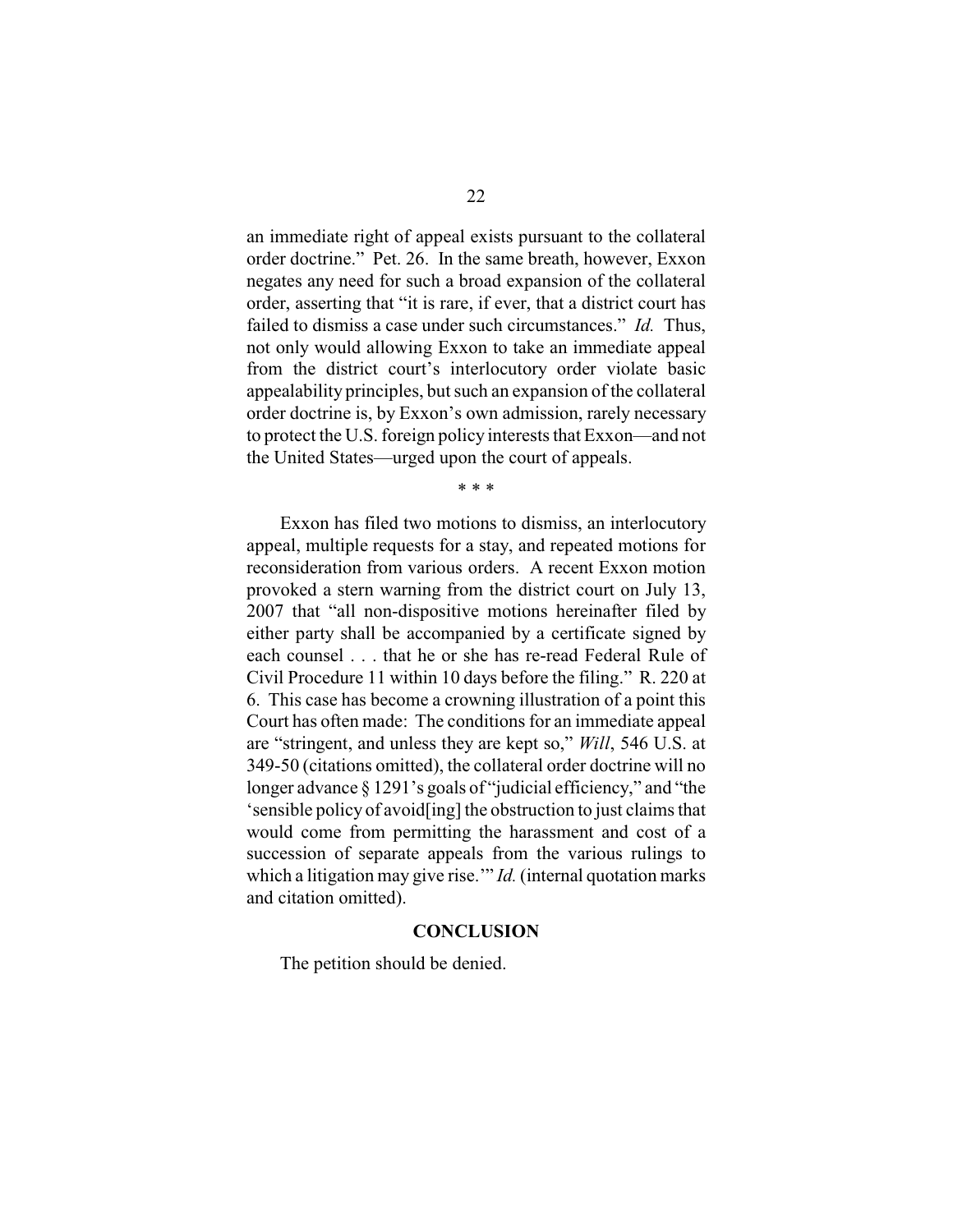an immediate right of appeal exists pursuant to the collateral order doctrine." Pet. 26. In the same breath, however, Exxon negates any need for such a broad expansion of the collateral order, asserting that "it is rare, if ever, that a district court has failed to dismiss a case under such circumstances." *Id.* Thus, not only would allowing Exxon to take an immediate appeal from the district court's interlocutory order violate basic appealability principles, but such an expansion of the collateral order doctrine is, by Exxon's own admission, rarely necessary to protect the U.S. foreign policy interests that Exxon—and not the United States—urged upon the court of appeals.

\* \* \*

Exxon has filed two motions to dismiss, an interlocutory appeal, multiple requests for a stay, and repeated motions for reconsideration from various orders. A recent Exxon motion provoked a stern warning from the district court on July 13, 2007 that "all non-dispositive motions hereinafter filed by either party shall be accompanied by a certificate signed by each counsel . . . that he or she has re-read Federal Rule of Civil Procedure 11 within 10 days before the filing." R. 220 at 6. This case has become a crowning illustration of a point this Court has often made: The conditions for an immediate appeal are "stringent, and unless they are kept so," *Will*, 546 U.S. at 349-50 (citations omitted), the collateral order doctrine will no longer advance § 1291's goals of "judicial efficiency," and "the 'sensible policy of avoid[ing] the obstruction to just claims that would come from permitting the harassment and cost of a succession of separate appeals from the various rulings to which a litigation may give rise.'" *Id.* (internal quotation marks and citation omitted).

## CONCLUSION

The petition should be denied.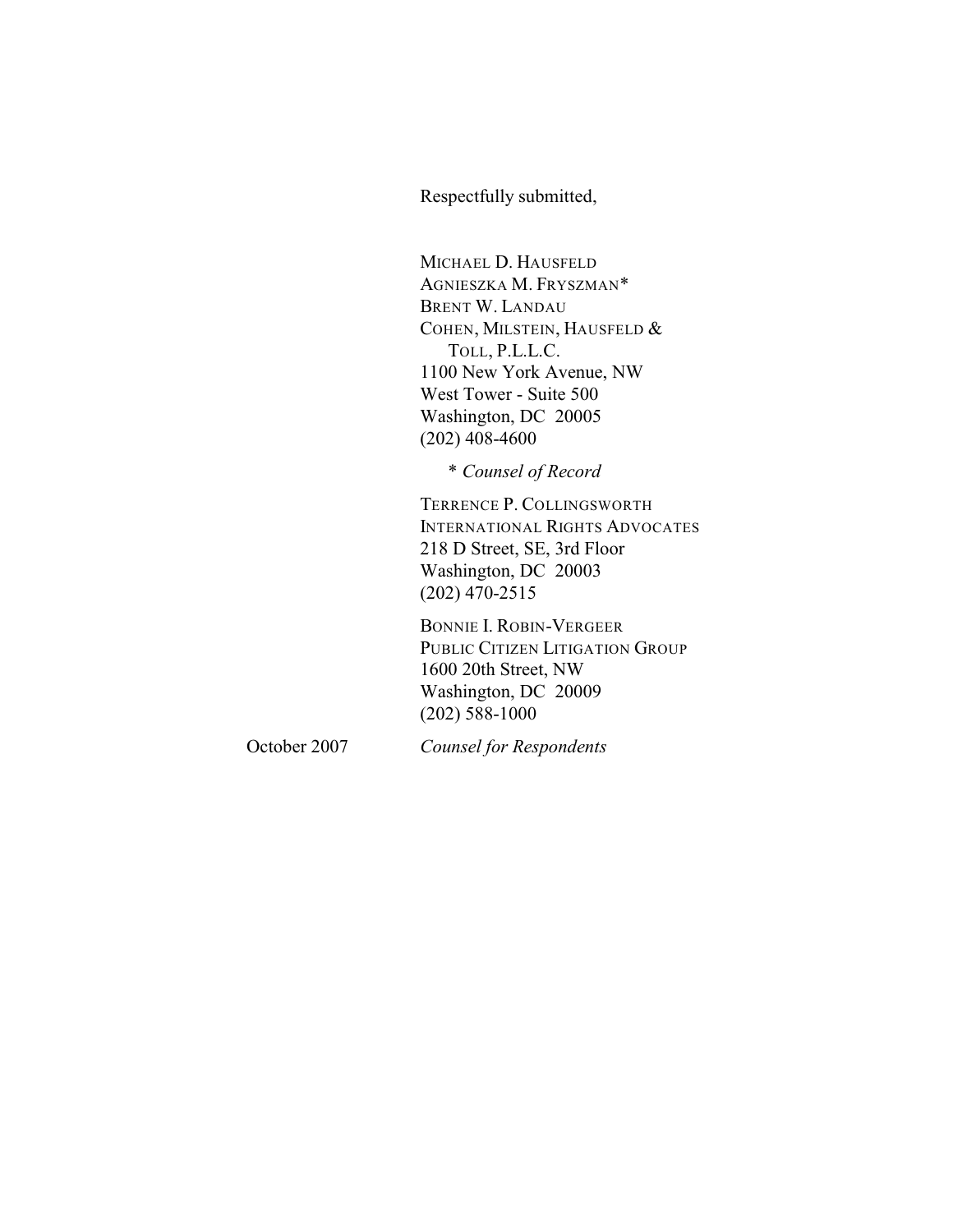Respectfully submitted,

MICHAEL D. HAUSFELD
AGNIESZKA M. FRYSZMAN*
BRENT W. LANDAU
COHEN, MILSTEIN, HAUSFELD &
TOLL, P.L.L.C.
1100 New York Avenue, NW
West Tower - Suite 500
Washington, DC 20005
(202) 408-4600

\* *Counsel of Record*

TERRENCE P. COLLINGSWORTH
INTERNATIONAL RIGHTS ADVOCATES
218 D Street, SE, 3rd Floor
Washington, DC 20003
(202) 470-2515

BONNIE I. ROBIN-VERGEER
PUBLIC CITIZEN LITIGATION GROUP
1600 20th Street, NW
Washington, DC 20009
(202) 588-1000

October 2007

*Counsel for Respondents*